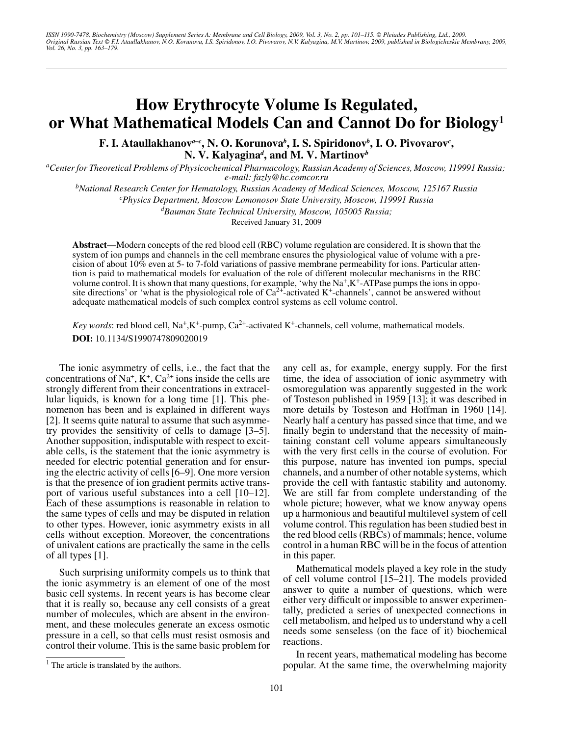# How Erythrocyte Volume Is Regulated, or What Mathematical Models Can and Cannot Do for Biology[1]

**F. I. Ataullakhanov[a–c], N. O. Korunova[b], I. S. Spiridonov[b], I. O. Pivovarov[c], N. V. Kalyagina[d], and M. V. Martinov[b]**

[a]Center for Theoretical Problems of Physicochemical Pharmacology, Russian Academy of Sciences, Moscow, 119991 Russia; e-mail: fazly@hc.comcor.ru

[b]National Research Center for Hematology, Russian Academy of Medical Sciences, Moscow, 125167 Russia

[c]Physics Department, Moscow Lomonosov State University, Moscow, 119991 Russia

[d]Bauman State Technical University, Moscow, 105005 Russia;

Received January 31, 2009

**Abstract**—Modern concepts of the red blood cell (RBC) volume regulation are considered. It is shown that the system of ion pumps and channels in the cell membrane ensures the physiological value of volume with a precision of about 10% even at 5- to 7-fold variations of passive membrane permeability for ions. Particular attention is paid to mathematical models for evaluation of the role of different molecular mechanisms in the RBC volume control. It is shown that many questions, for example, 'why the $Na^+,K^+$-ATPase pumps the ions in opposite directions' or 'what is the physiological role of $Ca^{2+}$-activated $K^+$-channels', cannot be answered without adequate mathematical models of such complex control systems as cell volume control.

*Key words*: red blood cell, $Na^+,K^+$-pump, $Ca^{2+}$-activated $K^+$-channels, cell volume, mathematical models.

**DOI:** 10.1134/S1990747809020019

The ionic asymmetry of cells, i.e., the fact that the concentrations of $Na^+$, $K^+$, $Ca^{2+}$ ions inside the cells are strongly different from their concentrations in extracellular liquids, is known for a long time [1]. This phenomenon has been and is explained in different ways [2]. It seems quite natural to assume that such asymmetry provides the sensitivity of cells to damage [3–5]. Another supposition, indisputable with respect to excitable cells, is the statement that the ionic asymmetry is needed for electric potential generation and for ensuring the electric activity of cells [6–9]. One more version is that the presence of ion gradient permits active transport of various useful substances into a cell [10–12]. Each of these assumptions is reasonable in relation to the same types of cells and may be disputed in relation to other types. However, ionic asymmetry exists in all cells without exception. Moreover, the concentrations of univalent cations are practically the same in the cells of all types [1].

Such surprising uniformity compels us to think that the ionic asymmetry is an element of one of the most basic cell systems. In recent years is has become clear that it is really so, because any cell consists of a great number of molecules, which are absent in the environment, and these molecules generate an excess osmotic pressure in a cell, so that cells must resist osmosis and control their volume. This is the same basic problem for any cell as, for example, energy supply. For the first time, the idea of association of ionic asymmetry with osmoregulation was apparently suggested in the work of Tosteson published in 1959 [13]; it was described in more details by Tosteson and Hoffman in 1960 [14]. Nearly half a century has passed since that time, and we finally begin to understand that the necessity of maintaining constant cell volume appears simultaneously with the very first cells in the course of evolution. For this purpose, nature has invented ion pumps, special channels, and a number of other notable systems, which provide the cell with fantastic stability and autonomy. We are still far from complete understanding of the whole picture; however, what we know anyway opens up a harmonious and beautiful multilevel system of cell volume control. This regulation has been studied best in the red blood cells (RBCs) of mammals; hence, volume control in a human RBC will be in the focus of attention in this paper.

Mathematical models played a key role in the study of cell volume control [15–21]. The models provided answer to quite a number of questions, which were either very difficult or impossible to answer experimentally, predicted a series of unexpected connections in cell metabolism, and helped us to understand why a cell needs some senseless (on the face of it) biochemical reactions.

In recent years, mathematical modeling has become popular. At the same time, the overwhelming majority

[1] The article is translated by the authors.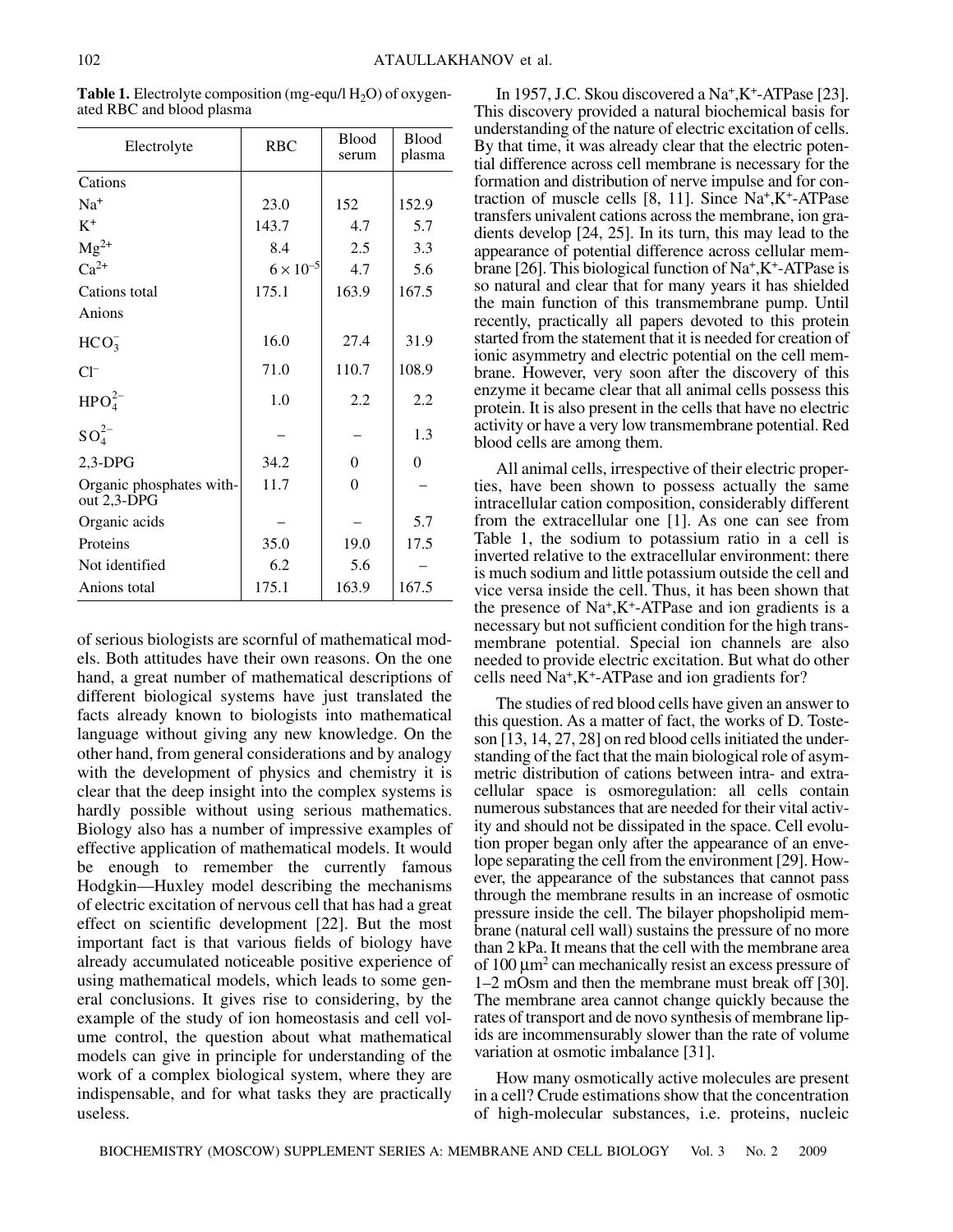**Table 1.** Electrolyte composition (mg-equ/l $H_2O$) of oxygenated RBC and blood plasma

| Electrolyte | RBC | Blood serum | Blood plasma |
|---|---|---|---|
| Cations | | | |
| $Na^+$ | 23.0 | 152 | 152.9 |
| $K^+$ | 143.7 | 4.7 | 5.7 |
| $Mg^{2+}$ | 8.4 | 2.5 | 3.3 |
| $Ca^{2+}$ | $6 \times 10^{-5}$ | 4.7 | 5.6 |
| Cations total | 175.1 | 163.9 | 167.5 |
| Anions | | | |
| $HCO_3^-$ | 16.0 | 27.4 | 31.9 |
| $Cl^-$ | 71.0 | 110.7 | 108.9 |
| $HPO_4^{2-}$ | 1.0 | 2.2 | 2.2 |
| $SO_4^{2-}$ | – | – | 1.3 |
| 2,3-DPG | 34.2 | 0 | 0 |
| Organic phosphates without 2,3-DPG | 11.7 | 0 | – |
| Organic acids | – | – | 5.7 |
| Proteins | 35.0 | 19.0 | 17.5 |
| Not identified | 6.2 | 5.6 | – |
| Anions total | 175.1 | 163.9 | 167.5 |

of serious biologists are scornful of mathematical models. Both attitudes have their own reasons. On the one hand, a great number of mathematical descriptions of different biological systems have just translated the facts already known to biologists into mathematical language without giving any new knowledge. On the other hand, from general considerations and by analogy with the development of physics and chemistry it is clear that the deep insight into the complex systems is hardly possible without using serious mathematics. Biology also has a number of impressive examples of effective application of mathematical models. It would be enough to remember the currently famous Hodgkin—Huxley model describing the mechanisms of electric excitation of nervous cell that has had a great effect on scientific development [22]. But the most important fact is that various fields of biology have already accumulated noticeable positive experience of using mathematical models, which leads to some general conclusions. It gives rise to considering, by the example of the study of ion homeostasis and cell volume control, the question about what mathematical models can give in principle for understanding of the work of a complex biological system, where they are indispensable, and for what tasks they are practically useless.

In 1957, J.C. Skou discovered a $Na^+,K^+$-ATPase [23]. This discovery provided a natural biochemical basis for understanding of the nature of electric excitation of cells. By that time, it was already clear that the electric potential difference across cell membrane is necessary for the formation and distribution of nerve impulse and for contraction of muscle cells [8, 11]. Since $Na^+,K^+$-ATPase transfers univalent cations across the membrane, ion gradients develop [24, 25]. In its turn, this may lead to the appearance of potential difference across cellular membrane [26]. This biological function of $Na^+,K^+$-ATPase is so natural and clear that for many years it has shielded the main function of this transmembrane pump. Until recently, practically all papers devoted to this protein started from the statement that it is needed for creation of ionic asymmetry and electric potential on the cell membrane. However, very soon after the discovery of this enzyme it became clear that all animal cells possess this protein. It is also present in the cells that have no electric activity or have a very low transmembrane potential. Red blood cells are among them.

All animal cells, irrespective of their electric properties, have been shown to possess actually the same intracellular cation composition, considerably different from the extracellular one [1]. As one can see from Table 1, the sodium to potassium ratio in a cell is inverted relative to the extracellular environment: there is much sodium and little potassium outside the cell and vice versa inside the cell. Thus, it has been shown that the presence of $Na^+,K^+$-ATPase and ion gradients is a necessary but not sufficient condition for the high transmembrane potential. Special ion channels are also needed to provide electric excitation. But what do other cells need $Na^+,K^+$-ATPase and ion gradients for?

The studies of red blood cells have given an answer to this question. As a matter of fact, the works of D. Tosteson [13, 14, 27, 28] on red blood cells initiated the understanding of the fact that the main biological role of asymmetric distribution of cations between intra- and extracellular space is osmoregulation: all cells contain numerous substances that are needed for their vital activity and should not be dissipated in the space. Cell evolution proper began only after the appearance of an envelope separating the cell from the environment [29]. However, the appearance of the substances that cannot pass through the membrane results in an increase of osmotic pressure inside the cell. The bilayer phopsholipid membrane (natural cell wall) sustains the pressure of no more than 2 kPa. It means that the cell with the membrane area of 100 μm$^2$ can mechanically resist an excess pressure of 1–2 mOsm and then the membrane must break off [30]. The membrane area cannot change quickly because the rates of transport and de novo synthesis of membrane lipids are incommensurably slower than the rate of volume variation at osmotic imbalance [31].

How many osmotically active molecules are present in a cell? Crude estimations show that the concentration of high-molecular substances, i.e. proteins, nucleic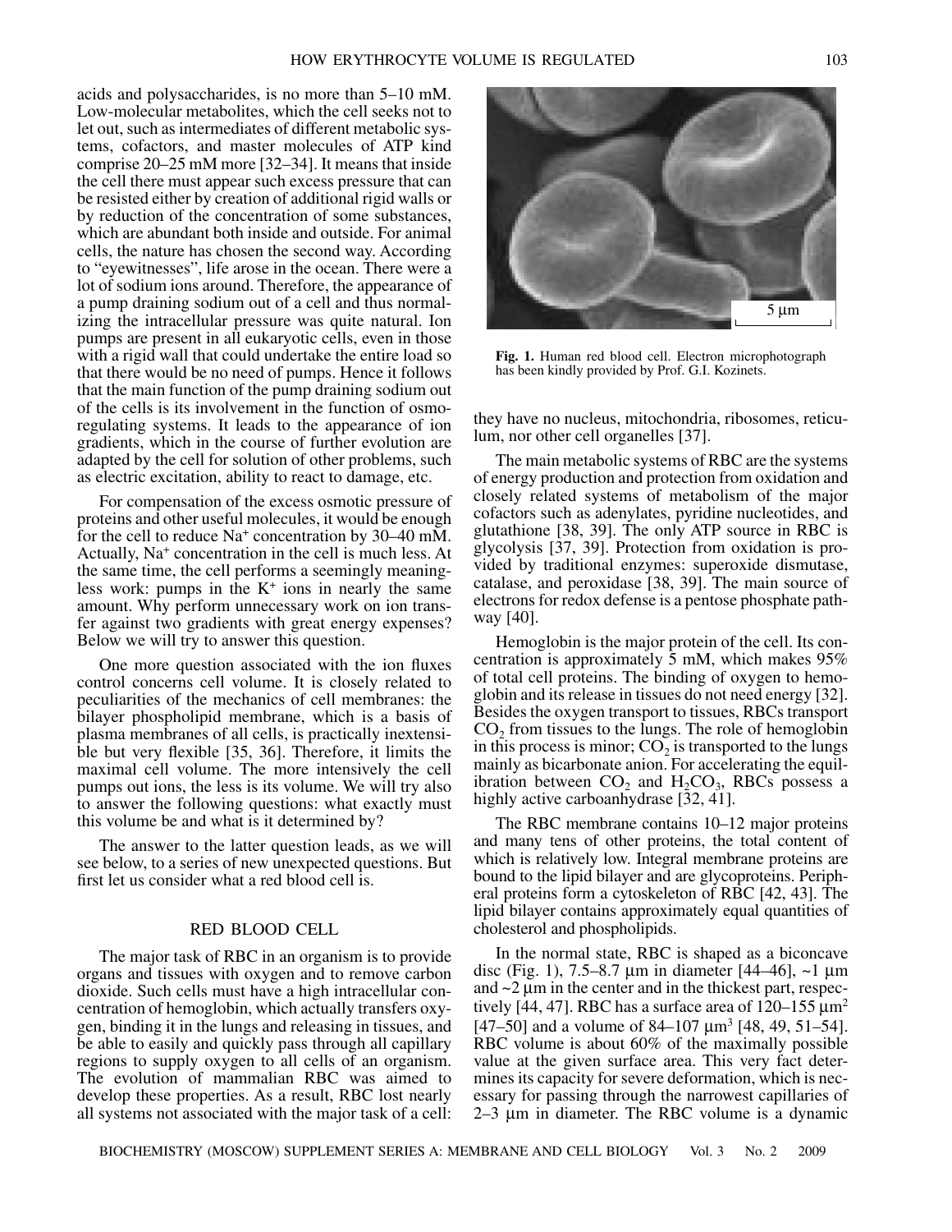acids and polysaccharides, is no more than 5–10 mM. Low-molecular metabolites, which the cell seeks not to let out, such as intermediates of different metabolic systems, cofactors, and master molecules of ATP kind comprise 20–25 mM more [32–34]. It means that inside the cell there must appear such excess pressure that can be resisted either by creation of additional rigid walls or by reduction of the concentration of some substances, which are abundant both inside and outside. For animal cells, the nature has chosen the second way. According to "eyewitnesses", life arose in the ocean. There were a lot of sodium ions around. Therefore, the appearance of a pump draining sodium out of a cell and thus normalizing the intracellular pressure was quite natural. Ion pumps are present in all eukaryotic cells, even in those with a rigid wall that could undertake the entire load so that there would be no need of pumps. Hence it follows that the main function of the pump draining sodium out of the cells is its involvement in the function of osmoregulating systems. It leads to the appearance of ion gradients, which in the course of further evolution are adapted by the cell for solution of other problems, such as electric excitation, ability to react to damage, etc.

For compensation of the excess osmotic pressure of proteins and other useful molecules, it would be enough for the cell to reduce $Na^+$ concentration by 30–40 mM. Actually, $Na^+$ concentration in the cell is much less. At the same time, the cell performs a seemingly meaningless work: pumps in the $K^+$ ions in nearly the same amount. Why perform unnecessary work on ion transfer against two gradients with great energy expenses? Below we will try to answer this question.

One more question associated with the ion fluxes control concerns cell volume. It is closely related to peculiarities of the mechanics of cell membranes: the bilayer phospholipid membrane, which is a basis of plasma membranes of all cells, is practically inextensible but very flexible [35, 36]. Therefore, it limits the maximal cell volume. The more intensively the cell pumps out ions, the less is its volume. We will try also to answer the following questions: what exactly must this volume be and what is it determined by?

The answer to the latter question leads, as we will see below, to a series of new unexpected questions. But first let us consider what a red blood cell is.

## RED BLOOD CELL

The major task of RBC in an organism is to provide organs and tissues with oxygen and to remove carbon dioxide. Such cells must have a high intracellular concentration of hemoglobin, which actually transfers oxygen, binding it in the lungs and releasing in tissues, and be able to easily and quickly pass through all capillary regions to supply oxygen to all cells of an organism. The evolution of mammalian RBC was aimed to develop these properties. As a result, RBC lost nearly all systems not associated with the major task of a cell: they have no nucleus, mitochondria, nor ribosomes, reticulum, nor other cell organelles [37].

**Fig. 1.** Human red blood cell. Electron microphotograph has been kindly provided by Prof. G.I. Kozinets.

The main metabolic systems of RBC are the systems of energy production and protection from oxidation and closely related systems of metabolism of the major cofactors such as adenylates, pyridine nucleotides, and glutathione [38, 39]. The only ATP source in RBC is glycolysis [37, 39]. Protection from oxidation is provided by traditional enzymes: superoxide dismutase, catalase, and peroxidase [38, 39]. The main source of electrons for redox defense is a pentose phosphate pathway [40].

Hemoglobin is the major protein of the cell. Its concentration is approximately 5 mM, which makes 95% of total cell proteins. The binding of oxygen to hemoglobin and its release in tissues do not need energy [32]. Besides the oxygen transport to tissues, RBCs transport $CO_2$ from tissues to the lungs. The role of hemoglobin in this process is minor; $CO_2$ is transported to the lungs mainly as bicarbonate anion. For accelerating the equilibration between $CO_2$ and $H_2CO_3$, RBCs possess a highly active carboanhydrase [32, 41].

The RBC membrane contains 10–12 major proteins and many tens of other proteins, the total content of which is relatively low. Integral membrane proteins are bound to the lipid bilayer and are glycoproteins. Peripheral proteins form a cytoskeleton of RBC [42, 43]. The lipid bilayer contains approximately equal quantities of cholesterol and phospholipids.

In the normal state, RBC is shaped as a biconcave disc (Fig. 1), 7.5–8.7 μm in diameter [44–46], ~1 μm and ~2 μm in the center and in the thickest part, respectively [44, 47]. RBC has a surface area of 120–155 $\mu m^2$ [47–50] and a volume of 84–107 $\mu m^3$ [48, 49, 51–54]. RBC volume is about 60% of the maximally possible value at the given surface area. This very fact determines its capacity for severe deformation, which is necessary for passing through the narrowest capillaries of 2–3 μm in diameter. The RBC volume is a dynamic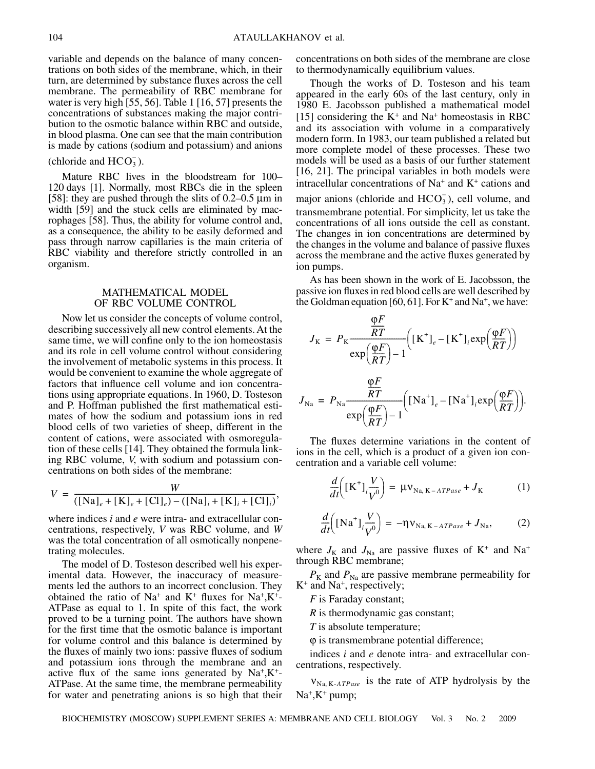variable and depends on the balance of many concentrations on both sides of the membrane, which, in their turn, are determined by substance fluxes across the cell membrane. The permeability of RBC membrane for water is very high [55, 56]. Table 1 [16, 57] presents the concentrations of substances making the major contribution to the osmotic balance within RBC and outside, in blood plasma. One can see that the main contribution is made by cations (sodium and potassium) and anions (chloride and $HCO_3^-$).

Mature RBC lives in the bloodstream for 100–120 days [1]. Normally, most RBCs die in the spleen [58]: they are pushed through the slits of 0.2–0.5 μm in width [59] and the stuck cells are eliminated by macrophages [58]. Thus, the ability for volume control and, as a consequence, the ability to be easily deformed and pass through narrow capillaries is the main criteria of RBC viability and therefore strictly controlled in an organism.

## MATHEMATICAL MODEL OF RBC VOLUME CONTROL

Now let us consider the concepts of volume control, describing successively all new control elements. At the same time, we will confine only to the ion homeostasis and its role in cell volume control without considering the involvement of metabolic systems in this process. It would be convenient to examine the whole aggregate of factors that influence cell volume and ion concentrations using appropriate equations. In 1960, D. Tosteson and P. Hoffman published the first mathematical estimates of how the sodium and potassium ions in red blood cells of two varieties of sheep, different in the content of cations, were associated with osmoregulation of these cells [14]. They obtained the formula linking RBC volume, $V$, with sodium and potassium concentrations on both sides of the membrane:

$$V = \frac{W}{([\mathrm{Na}]_e + [\mathrm{K}]_e + [\mathrm{Cl}]_e) - ([\mathrm{Na}]_i + [\mathrm{K}]_i + [\mathrm{Cl}]_i)},$$

where indices $i$ and $e$ were intra- and extracellular concentrations, respectively, $V$ was RBC volume, and $W$ was the total concentration of all osmotically nonpenetrating molecules.

The model of D. Tosteson described well his experimental data. However, the inaccuracy of measurements led the authors to an incorrect conclusion. They obtained the ratio of $Na^+$ and $K^+$ fluxes for $Na^+$,$K^+$-ATPase as equal to 1. In spite of this fact, the work proved to be a turning point. The authors have shown for the first time that the osmotic balance is important for volume control and this balance is determined by the fluxes of mainly two ions: passive fluxes of sodium and potassium ions through the membrane and an active flux of the same ions generated by $Na^+$,$K^+$-ATPase. At the same time, the membrane permeability for water and penetrating anions is so high that their concentrations on both sides of the membrane are close to thermodynamically equilibrium values.

Though the works of D. Tosteson and his team appeared in the early 60s of the last century, only in 1980 E. Jacobsson published a mathematical model [15] considering the $K^+$ and $Na^+$ homeostasis in RBC and its association with volume in a comparatively modern form. In 1983, our team published a related but more complete model of these processes. These two models will be used as a basis of our further statement [16, 21]. The principal variables in both models were intracellular concentrations of $Na^+$ and $K^+$ cations and major anions (chloride and $HCO_3^-$), cell volume, and transmembrane potential. For simplicity, let us take the concentrations of all ions outside the cell as constant. The changes in ion concentrations are determined by the changes in the volume and balance of passive fluxes across the membrane and the active fluxes generated by ion pumps.

As has been shown in the work of E. Jacobsson, the passive ion fluxes in red blood cells are well described by the Goldman equation [60, 61]. For $K^+$ and $Na^+$, we have:

$$J_{\mathrm{K}} = P_{\mathrm{K}} \frac{\frac{\varphi F}{RT}}{\exp\left(\frac{\varphi F}{RT}\right) - 1}\left([\mathrm{K}^+]_e - [\mathrm{K}^+]_i \exp\left(\frac{\varphi F}{RT}\right)\right)$$

$$J_{\mathrm{Na}} = P_{\mathrm{Na}} \frac{\frac{\varphi F}{RT}}{\exp\left(\frac{\varphi F}{RT}\right) - 1}\left([\mathrm{Na}^+]_e - [\mathrm{Na}^+]_i \exp\left(\frac{\varphi F}{RT}\right)\right).$$

The fluxes determine variations in the content of ions in the cell, which is a product of a given ion concentration and a variable cell volume:

$$\frac{d}{dt}\left([\mathrm{K}^+]_i \frac{V}{V^0}\right) = \mu \nu_{\mathrm{Na,\,K-}ATPase} + J_{\mathrm{K}} \qquad (1)$$

$$\frac{d}{dt}\left([\mathrm{Na}^+]_i \frac{V}{V^0}\right) = -\eta \nu_{\mathrm{Na,\,K-}ATPase} + J_{\mathrm{Na}}, \qquad (2)$$

where $J_K$ and $J_{Na}$ are passive fluxes of $K^+$ and $Na^+$ through RBC membrane;

$P_K$ and $P_{Na}$ are passive membrane permeability for $K^+$ and $Na^+$, respectively;

$F$ is Faraday constant;

$R$ is thermodynamic gas constant;

$T$ is absolute temperature;

φ is transmembrane potential difference;

indices $i$ and $e$ denote intra- and extracellular concentrations, respectively.

$\nu_{\mathrm{Na,\,K-}ATPase}$ is the rate of ATP hydrolysis by the $Na^+$,$K^+$ pump;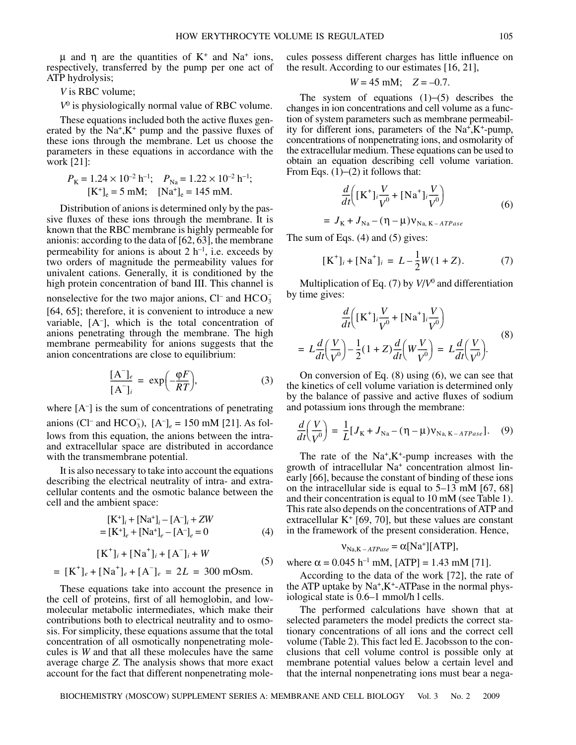μ and η are the quantities of $K^+$ and $Na^+$ ions, respectively, transferred by the pump per one act of ATP hydrolysis;

$V$ is RBC volume;

$V^0$ is physiologically normal value of RBC volume.

These equations included both the active fluxes generated by the $Na^+,K^+$ pump and the passive fluxes of these ions through the membrane. Let us choose the parameters in these equations in accordance with the work [21]:

$$P_K = 1.24 \times 10^{-2}\ \text{h}^{-1};\quad P_{Na} = 1.22 \times 10^{-2}\ \text{h}^{-1};$$
$$[K^+]_e = 5\ \text{mM};\quad [Na^+]_e = 145\ \text{mM}.$$

Distribution of anions is determined only by the passive fluxes of these ions through the membrane. It is known that the RBC membrane is highly permeable for anionis: according to the data of [62, 63], the membrane permeability for anions is about 2 $\text{h}^{-1}$, i.e. exceeds by two orders of magnitude the permeability values for univalent cations. Generally, it is conditioned by the high protein concentration of band III. This channel is nonselective for the two major anions, $Cl^-$ and $HCO_3^-$ [64, 65]; therefore, it is convenient to introduce a new variable, $[A^-]$, which is the total concentration of anions penetrating through the membrane. The high membrane permeability for anions suggests that the anion concentrations are close to equilibrium:

$$\frac{[A^-]_e}{[A^-]_i} = \exp\left(-\frac{\varphi F}{RT}\right), \tag{3}$$

where $[A^-]$ is the sum of concentrations of penetrating anions ($Cl^-$ and $HCO_3^-$), $[A^-]_e = 150$ mM [21]. As follows from this equation, the anions between the intra- and extracellular space are distributed in accordance with the transmembrane potential.

It is also necessary to take into account the equations describing the electrical neutrality of intra- and extracellular contents and the osmotic balance between the cell and the ambient space:

$$[K^+]_i + [Na^+]_i - [A^-]_i + ZW = [K^+]_e + [Na^+]_e - [A^-]_e = 0 \tag{4}$$

$$[K^+]_i + [Na^+]_i + [A^-]_i + W = [K^+]_e + [Na^+]_e + [A^-]_e = 2L = 300\ \text{mOsm}. \tag{5}$$

These equations take into account the presence in the cell of proteins, first of all hemoglobin, and low-molecular metabolic intermediates, which make their contributions both to electrical neutrality and to osmosis. For simplicity, these equations assume that the total concentration of all osmotically nonpenetrating molecules is $W$ and that all these molecules have the same average charge $Z$. The analysis shows that more exact account for the fact that different nonpenetrating molecules possess different charges has little influence on the result. According to our estimates [16, 21],

$$W = 45\ \text{mM};\quad Z = -0.7.$$

The system of equations (1)–(5) describes the changes in ion concentrations and cell volume as a function of system parameters such as membrane permeability for different ions, parameters of the $Na^+,K^+$-pump, concentrations of nonpenetrating ions, and osmolarity of the extracellular medium. These equations can be used to obtain an equation describing cell volume variation. From Eqs. (1)–(2) it follows that:

$$\frac{d}{dt}\left([K^+]_i\frac{V}{V^0} + [Na^+]_i\frac{V}{V^0}\right) = J_K + J_{Na} - (\eta - \mu)\nu_{Na,\,K-ATPase} \tag{6}$$

The sum of Eqs. (4) and (5) gives:

$$[K^+]_i + [Na^+]_i = L - \frac{1}{2}W(1+Z). \tag{7}$$

Multiplication of Eq. (7) by $V/V^0$ and differentiation by time gives:

$$\frac{d}{dt}\left([K^+]_i\frac{V}{V^0} + [Na^+]_i\frac{V}{V^0}\right) = L\frac{d}{dt}\left(\frac{V}{V^0}\right) - \frac{1}{2}(1+Z)\frac{d}{dt}\left(W\frac{V}{V^0}\right) = L\frac{d}{dt}\left(\frac{V}{V^0}\right). \tag{8}$$

On conversion of Eq. (8) using (6), we can see that the kinetics of cell volume variation is determined only by the balance of passive and active fluxes of sodium and potassium ions through the membrane:

$$\frac{d}{dt}\left(\frac{V}{V^0}\right) = \frac{1}{L}[J_K + J_{Na} - (\eta - \mu)\nu_{Na,\,K-ATPase}]. \tag{9}$$

The rate of the $Na^+,K^+$-pump increases with the growth of intracellular $Na^+$ concentration almost linearly [66], because the constant of binding of these ions on the intracellular side is equal to 5–13 mM [67, 68] and their concentration is equal to 10 mM (see Table 1). This rate also depends on the concentrations of ATP and extracellular $K^+$ [69, 70], but these values are constant in the framework of the present consideration. Hence,

$$\nu_{Na,K-ATPase} = \alpha[Na^+][ATP],$$

where $\alpha = 0.045\ \text{h}^{-1}\ \text{mM}$, [ATP] = 1.43 mM [71].

According to the data of the work [72], the rate of the ATP uptake by $Na^+,K^+$-ATPase in the normal physiological state is 0.6–1 mmol/h l cells.

The performed calculations have shown that at selected parameters the model predicts the correct stationary concentrations of all ions and the correct cell volume (Table 2). This fact led E. Jacobsson to the conclusions that cell volume control is possible only at membrane potential values below a certain level and that the internal nonpenetrating ions must bear a nega-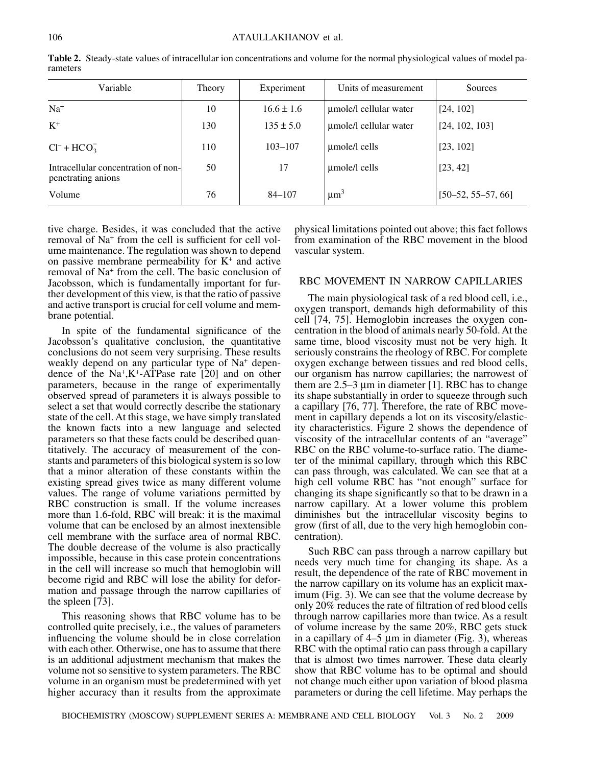**Table 2.** Steady-state values of intracellular ion concentrations and volume for the normal physiological values of model parameters

| Variable | Theory | Experiment | Units of measurement | Sources |
|---|---|---|---|---|
| $Na^+$ | 10 | 16.6 ± 1.6 | μmole/l cellular water | [24, 102] |
| $K^+$ | 130 | 135 ± 5.0 | μmole/l cellular water | [24, 102, 103] |
| $Cl^- + HCO_3^-$ | 110 | 103–107 | μmole/l cells | [23, 102] |
| Intracellular concentration of non-penetrating anions | 50 | 17 | μmole/l cells | [23, 42] |
| Volume | 76 | 84–107 | $\mu m^3$ | [50–52, 55–57, 66] |

tive charge. Besides, it was concluded that the active removal of $Na^+$ from the cell is sufficient for cell volume maintenance. The regulation was shown to depend on passive membrane permeability for $K^+$ and active removal of $Na^+$ from the cell. The basic conclusion of Jacobsson, which is fundamentally important for further development of this view, is that the ratio of passive and active transport is crucial for cell volume and membrane potential.

In spite of the fundamental significance of the Jacobsson's qualitative conclusion, the quantitative conclusions do not seem very surprising. These results weakly depend on any particular type of $Na^+$ dependence of the $Na^+,K^+$-ATPase rate [20] and on other parameters, because in the range of experimentally observed spread of parameters it is always possible to select a set that would correctly describe the stationary state of the cell. At this stage, we have simply translated the known facts into a new language and selected parameters so that these facts could be described quantitatively. The accuracy of measurement of the constants and parameters of this biological system is so low that a minor alteration of these constants within the existing spread gives twice as many different volume values. The range of volume variations permitted by RBC construction is small. If the volume increases more than 1.6-fold, RBC will break: it is the maximal volume that can be enclosed by an almost inextensible cell membrane with the surface area of normal RBC. The double decrease of the volume is also practically impossible, because in this case protein concentrations in the cell will increase so much that hemoglobin will become rigid and RBC will lose the ability for deformation and passage through the narrow capillaries of the spleen [73].

This reasoning shows that RBC volume has to be controlled quite precisely, i.e., the values of parameters influencing the volume should be in close correlation with each other. Otherwise, one has to assume that there is an additional adjustment mechanism that makes the volume not so sensitive to system parameters. The RBC volume in an organism must be predetermined with yet higher accuracy than it results from the approximate physical limitations pointed out above; this fact follows from examination of the RBC movement in the blood vascular system.

## RBC MOVEMENT IN NARROW CAPILLARIES

The main physiological task of a red blood cell, i.e., oxygen transport, demands high deformability of this cell [74, 75]. Hemoglobin increases the oxygen concentration in the blood of animals nearly 50-fold. At the same time, blood viscosity must not be very high. It seriously constrains the rheology of RBC. For complete oxygen exchange between tissues and red blood cells, our organism has narrow capillaries; the narrowest of them are 2.5–3 μm in diameter [1]. RBC has to change its shape substantially in order to squeeze through such a capillary [76, 77]. Therefore, the rate of RBC movement in capillary depends a lot on its viscosity/elasticity characteristics. Figure 2 shows the dependence of viscosity of the intracellular contents of an "average" RBC on the RBC volume-to-surface ratio. The diameter of the minimal capillary, through which this RBC can pass through, was calculated. We can see that at a high cell volume RBC has "not enough" surface for changing its shape significantly so that to be drawn in a narrow capillary. At a lower volume this problem diminishes but the intracellular viscosity begins to grow (first of all, due to the very high hemoglobin concentration).

Such RBC can pass through a narrow capillary but needs very much time for changing its shape. As a result, the dependence of the rate of RBC movement in the narrow capillary on its volume has an explicit maximum (Fig. 3). We can see that the volume decrease by only 20% reduces the rate of filtration of red blood cells through narrow capillaries more than twice. As a result of volume increase by the same 20%, RBC gets stuck in a capillary of 4–5 μm in diameter (Fig. 3), whereas RBC with the optimal ratio can pass through a capillary that is almost two times narrower. These data clearly show that RBC volume has to be optimal and should not change much either upon variation of blood plasma parameters or during the cell lifetime. May perhaps the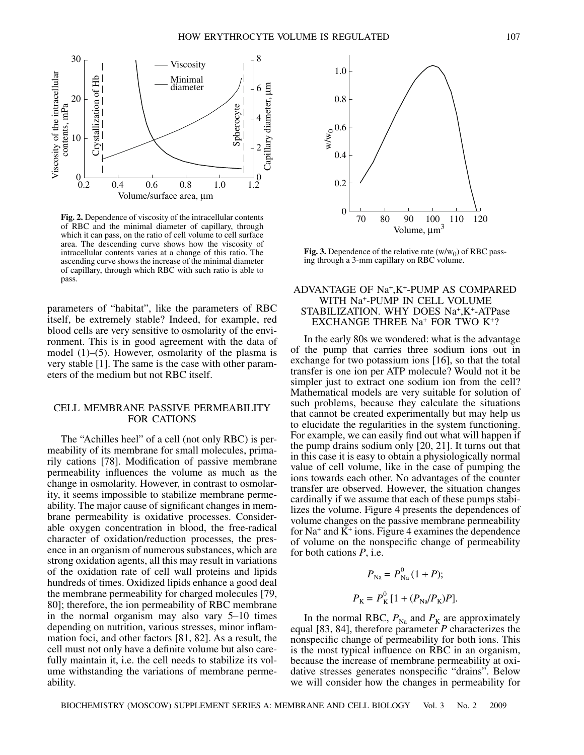**Fig. 2.** Dependence of viscosity of the intracellular contents of RBC and the minimal diameter of capillary, through which it can pass, on the ratio of cell volume to cell surface area. The descending curve shows how the viscosity of intracellular contents varies at a change of this ratio. The ascending curve shows the increase of the minimal diameter of capillary, through which RBC with such ratio is able to pass.

**Fig. 3.** Dependence of the relative rate ($w/w_0$) of RBC passing through a 3-mm capillary on RBC volume.

parameters of "habitat", like the parameters of RBC itself, be extremely stable? Indeed, for example, red blood cells are very sensitive to osmolarity of the environment. This is in good agreement with the data of model (1)–(5). However, osmolarity of the plasma is very stable [1]. The same is the case with other parameters of the medium but not RBC itself.

## CELL MEMBRANE PASSIVE PERMEABILITY FOR CATIONS

The "Achilles heel" of a cell (not only RBC) is permeability of its membrane for small molecules, primarily cations [78]. Modification of passive membrane permeability influences the volume as much as the change in osmolarity. However, in contrast to osmolarity, it seems impossible to stabilize membrane permeability. The major cause of significant changes in membrane permeability is oxidative processes. Considerable oxygen concentration in blood, the free-radical character of oxidation/reduction processes, the presence in an organism of numerous substances, which are strong oxidation agents, all this may result in variations of the oxidation rate of cell wall proteins and lipids hundreds of times. Oxidized lipids enhance a good deal the membrane permeability for charged molecules [79, 80]; therefore, the ion permeability of RBC membrane in the normal organism may also vary 5–10 times depending on nutrition, various stresses, minor inflammation foci, and other factors [81, 82]. As a result, the cell must not only have a definite volume but also carefully maintain it, i.e. the cell needs to stabilize its volume withstanding the variations of membrane permeability.

## ADVANTAGE OF $Na^+,K^+$-PUMP AS COMPARED WITH $Na^+$-PUMP IN CELL VOLUME STABILIZATION. WHY DOES $Na^+,K^+$-ATPase EXCHANGE THREE $Na^+$ FOR TWO $K^+$?

In the early 80s we wondered: what is the advantage of the pump that carries three sodium ions out in exchange for two potassium ions [16], so that the total transfer is one ion per ATP molecule? Would not it be simpler just to extract one sodium ion from the cell? Mathematical models are very suitable for solution of such problems, because they calculate the situations that cannot be created experimentally but may help us to elucidate the regularities in the system functioning. For example, we can easily find out what will happen if the pump drains sodium only [20, 21]. It turns out that in this case it is easy to obtain a physiologically normal value of cell volume, like in the case of pumping the ions towards each other. No advantages of the counter transfer are observed. However, the situation changes cardinally if we assume that each of these pumps stabilizes the volume. Figure 4 presents the dependences of volume changes on the passive membrane permeability for $Na^+$ and $K^+$ ions. Figure 4 examines the dependence of volume on the nonspecific change of permeability for both cations $P$, i.e.

$$P_{Na} = P^0_{Na}(1 + P);$$

$$P_K = P^0_K[1 + (P_{Na}/P_K)P].$$

In the normal RBC, $P_{Na}$ and $P_K$ are approximately equal [83, 84], therefore parameter $P$ characterizes the nonspecific change of permeability for both ions. This is the most typical influence on RBC in an organism, because the increase of membrane permeability at oxidative stresses generates nonspecific "drains". Below we will consider how the changes in permeability for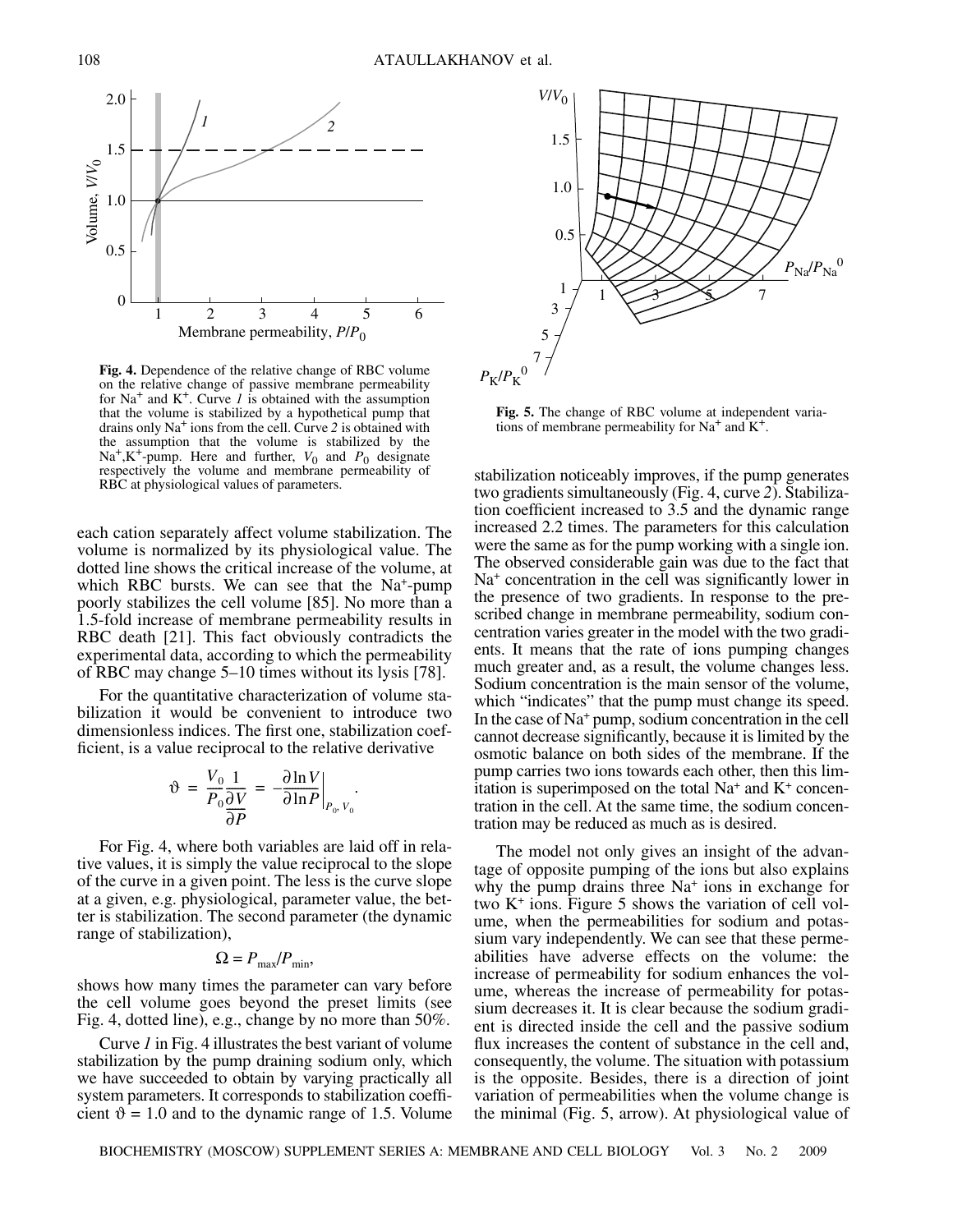Fig. 4. Dependence of the relative change of RBC volume on the relative change of passive membrane permeability for $Na^+$ and $K^+$. Curve *1* is obtained with the assumption that the volume is stabilized by a hypothetical pump that drains only $Na^+$ ions from the cell. Curve *2* is obtained with the assumption that the volume is stabilized by the $Na^+,K^+$-pump. Here and further, $V_0$ and $P_0$ designate respectively the volume and membrane permeability of RBC at physiological values of parameters.

Fig. 5. The change of RBC volume at independent variations of membrane permeability for $Na^+$ and $K^+$.

each cation separately affect volume stabilization. The volume is normalized by its physiological value. The dotted line shows the critical increase of the volume, at which RBC bursts. We can see that the $Na^+$-pump poorly stabilizes the cell volume [85]. No more than a 1.5-fold increase of membrane permeability results in RBC death [21]. This fact obviously contradicts the experimental data, according to which the permeability of RBC may change 5–10 times without its lysis [78].

For the quantitative characterization of volume stabilization it would be convenient to introduce two dimensionless indices. The first one, stabilization coefficient, is a value reciprocal to the relative derivative

$$\vartheta = \frac{V_0}{P_0}\frac{1}{\frac{\partial V}{\partial P}} = -\frac{\partial \ln V}{\partial \ln P}\bigg|_{P_0, V_0}.$$

For Fig. 4, where both variables are laid off in relative values, it is simply the value reciprocal to the slope of the curve in a given point. The less is the curve slope at a given, e.g. physiological, parameter value, the better is stabilization. The second parameter (the dynamic range of stabilization),

$$\Omega = P_{max}/P_{min},$$

shows how many times the parameter can vary before the cell volume goes beyond the preset limits (see Fig. 4, dotted line), e.g., change by no more than 50%.

Curve *1* in Fig. 4 illustrates the best variant of volume stabilization by the pump draining sodium only, which we have succeeded to obtain by varying practically all system parameters. It corresponds to stabilization coefficient $\vartheta = 1.0$ and to the dynamic range of 1.5. Volume stabilization noticeably improves, if the pump generates two gradients simultaneously (Fig. 4, curve *2*). Stabilization coefficient increased to 3.5 and the dynamic range increased 2.2 times. The parameters for this calculation were the same as for the pump working with a single ion. The observed considerable gain was due to the fact that $Na^+$ concentration in the cell was significantly lower in the presence of two gradients. In response to the prescribed change in membrane permeability, sodium concentration varies greater in the model with the two gradients. It means that the rate of ions pumping changes much greater and, as a result, the volume changes less. Sodium concentration is the main sensor of the volume, which "indicates" that the pump must change its speed. In the case of $Na^+$ pump, sodium concentration in the cell cannot decrease significantly, because it is limited by the osmotic balance on both sides of the membrane. If the pump carries two ions towards each other, then this limitation is superimposed on the total $Na^+$ and $K^+$ concentration in the cell. At the same time, the sodium concentration may be reduced as much as is desired.

The model not only gives an insight of the advantage of opposite pumping of the ions but also explains why the pump drains three $Na^+$ ions in exchange for two $K^+$ ions. Figure 5 shows the variation of cell volume, when the permeabilities for sodium and potassium vary independently. We can see that these permeabilities have adverse effects on the volume: the increase of permeability for sodium enhances the volume, whereas the increase of permeability for potassium decreases it. It is clear because the sodium gradient is directed inside the cell and the passive sodium flux increases the content of substance in the cell and, consequently, the volume. The situation with potassium is the opposite. Besides, there is a direction of joint variation of permeabilities when the volume change is the minimal (Fig. 5, arrow). At physiological value of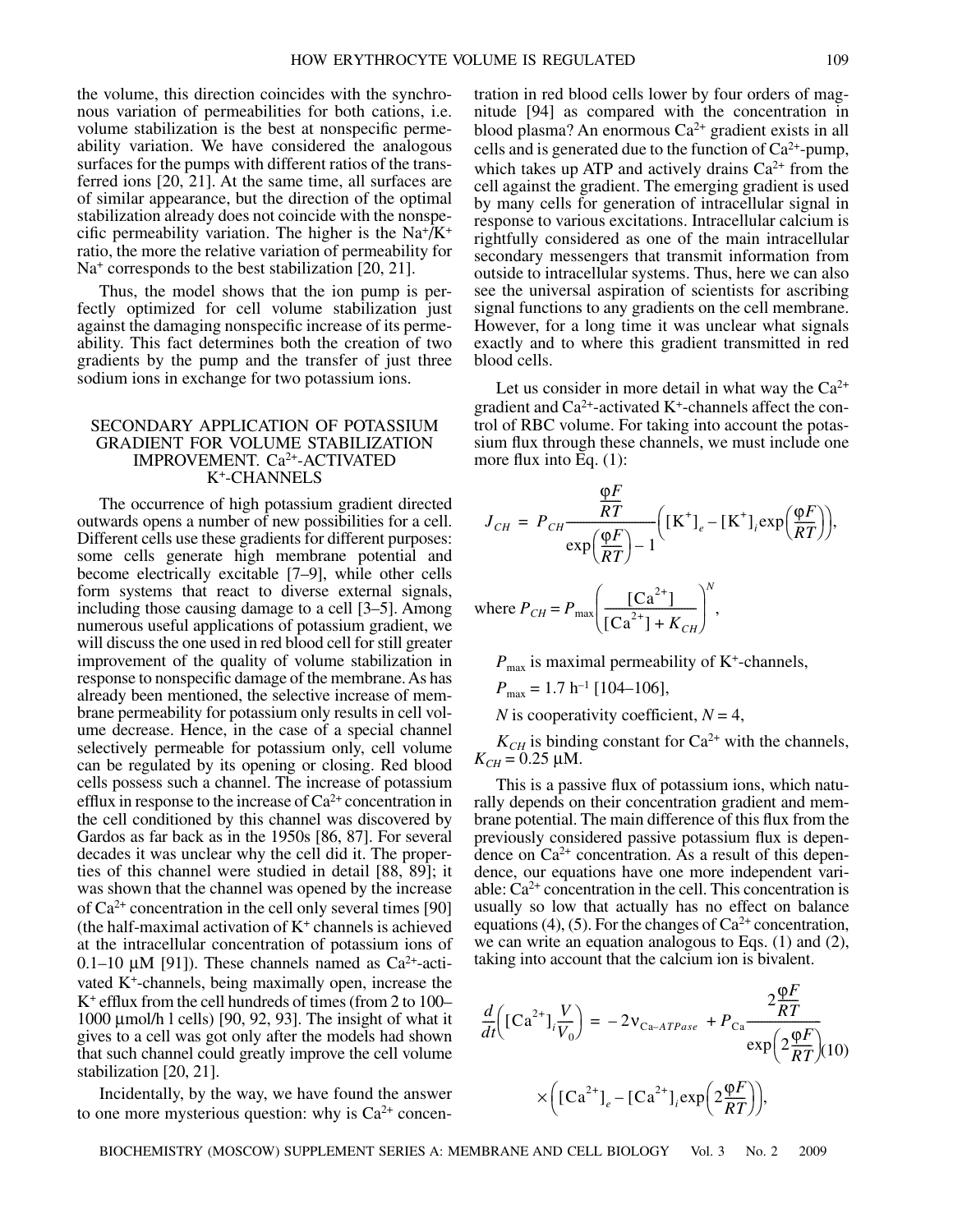the volume, this direction coincides with the synchronous variation of permeabilities for both cations, i.e. volume stabilization is the best at nonspecific permeability variation. We have considered the analogous surfaces for the pumps with different ratios of the transferred ions [20, 21]. At the same time, all surfaces are of similar appearance, but the direction of the optimal stabilization already does not coincide with the nonspecific permeability variation. The higher is the $Na^+/K^+$ ratio, the more the relative variation of permeability for $Na^+$ corresponds to the best stabilization [20, 21].

Thus, the model shows that the ion pump is perfectly optimized for cell volume stabilization just against the damaging nonspecific increase of its permeability. This fact determines both the creation of two gradients by the pump and the transfer of just three sodium ions in exchange for two potassium ions.

## SECONDARY APPLICATION OF POTASSIUM GRADIENT FOR VOLUME STABILIZATION IMPROVEMENT. $Ca^{2+}$-ACTIVATED $K^+$-CHANNELS

The occurrence of high potassium gradient directed outwards opens a number of new possibilities for a cell. Different cells use these gradients for different purposes: some cells generate high membrane potential and become electrically excitable [7–9], while other cells form systems that react to diverse external signals, including those causing damage to a cell [3–5]. Among numerous useful applications of potassium gradient, we will discuss the one used in red blood cell for still greater improvement of the quality of volume stabilization in response to nonspecific damage of the membrane. As has already been mentioned, the selective increase of membrane permeability for potassium only results in cell volume decrease. Hence, in the case of a special channel selectively permeable for potassium only, cell volume can be regulated by its opening or closing. Red blood cells possess such a channel. The increase of potassium efflux in response to the increase of $Ca^{2+}$ concentration in the cell conditioned by this channel was discovered by Gardos as far back as in the 1950s [86, 87]. For several decades it was unclear why the cell did it. The properties of this channel were studied in detail [88, 89]; it was shown that the channel was opened by the increase of $Ca^{2+}$ concentration in the cell only several times [90] (the half-maximal activation of $K^+$ channels is achieved at the intracellular concentration of potassium ions of 0.1–10 μM [91]). These channels named as $Ca^{2+}$-activated $K^+$-channels, being maximally open, increase the $K^+$ efflux from the cell hundreds of times (from 2 to 100–1000 μmol/h l cells) [90, 92, 93]. The insight of what it gives to a cell was got only after the models had shown that such channel could greatly improve the cell volume stabilization [20, 21].

Incidentally, by the way, we have found the answer to one more mysterious question: why is $Ca^{2+}$ concentration in red blood cells lower by four orders of magnitude [94] as compared with the concentration in blood plasma? An enormous $Ca^{2+}$ gradient exists in all cells and is generated due to the function of $Ca^{2+}$-pump, which takes up ATP and actively drains $Ca^{2+}$ from the cell against the gradient. The emerging gradient is used by many cells for generation of intracellular signal in response to various excitations. Intracellular calcium is rightfully considered as one of the main intracellular secondary messengers that transmit information from outside to intracellular systems. Thus, here we can also see the universal aspiration of scientists for ascribing signal functions to any gradients on the cell membrane. However, for a long time it was unclear what signals exactly and to where this gradient transmitted in red blood cells.

Let us consider in more detail in what way the $Ca^{2+}$ gradient and $Ca^{2+}$-activated $K^+$-channels affect the control of RBC volume. For taking into account the potassium flux through these channels, we must include one more flux into Eq. (1):

$$J_{CH} = P_{CH}\frac{\frac{\varphi F}{RT}}{\exp\left(\frac{\varphi F}{RT}\right)-1}\left([K^+]_e - [K^+]_i \exp\left(\frac{\varphi F}{RT}\right)\right),$$

where $P_{CH} = P_{max}\left(\frac{[Ca^{2+}]}{[Ca^{2+}]+K_{CH}}\right)^N$,

$P_{max}$ is maximal permeability of $K^+$-channels,

$P_{max} = 1.7$ h$^{-1}$ [104–106],

$N$ is cooperativity coefficient, $N = 4$,

$K_{CH}$ is binding constant for $Ca^{2+}$ with the channels, $K_{CH} = 0.25$ μM.

This is a passive flux of potassium ions, which naturally depends on their concentration gradient and membrane potential. The main difference of this flux from the previously considered passive potassium flux is dependence on $Ca^{2+}$ concentration. As a result of this dependence, our equations have one more independent variable: $Ca^{2+}$ concentration in the cell. This concentration is usually so low that actually has no effect on balance equations (4), (5). For the changes of $Ca^{2+}$ concentration, we can write an equation analogous to Eqs. (1) and (2), taking into account that the calcium ion is bivalent.

$$\frac{d}{dt}\left([Ca^{2+}]_i\frac{V}{V_0}\right) = -2\nu_{Ca-ATPase} + P_{Ca}\frac{2\frac{\varphi F}{RT}}{\exp\left(2\frac{\varphi F}{RT}\right)} \times\left([Ca^{2+}]_e - [Ca^{2+}]_i\exp\left(2\frac{\varphi F}{RT}\right)\right), \quad (10)$$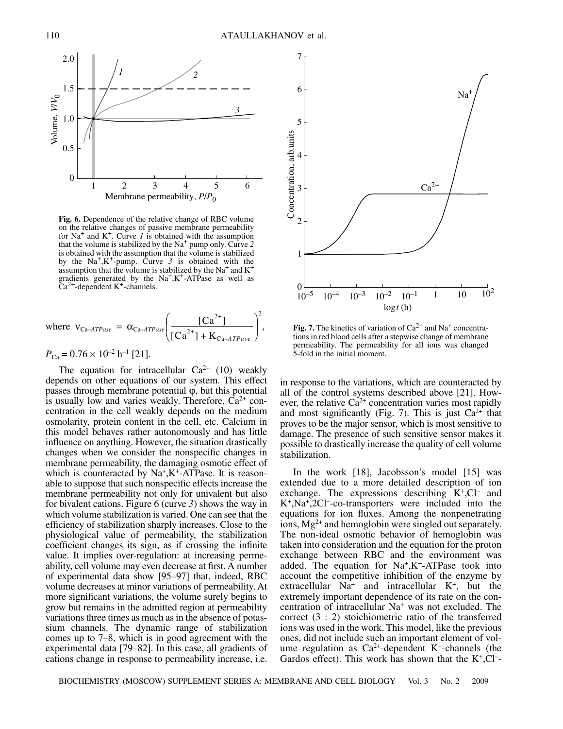Fig. 6. Dependence of the relative change of RBC volume on the relative changes of passive membrane permeability for $Na^+$ and $K^+$. Curve *1* is obtained with the assumption that the volume is stabilized by the $Na^+$ pump only. Curve *2* is obtained with the assumption that the volume is stabilized by the $Na^+,K^+$-pump. Curve *3* is obtained with the assumption that the volume is stabilized by the $Na^+$ and $K^+$ gradients generated by the $Na^+,K^+$-ATPase as well as $Ca^{2+}$-dependent $K^+$-channels.

where $$\nu_{Ca\text{-}ATPase} = \alpha_{Ca\text{-}ATPase}\left(\frac{[Ca^{2+}]}{[Ca^{2+}] + K_{Ca\text{-}ATPase}}\right)^2,$$

$P_{Ca} = 0.76 \times 10^{-2}\ h^{-1}$ [21].

The equation for intracellular $Ca^{2+}$ (10) weakly depends on other equations of our system. This effect passes through membrane potential φ, but this potential is usually low and varies weakly. Therefore, $Ca^{2+}$ concentration in the cell weakly depends on the medium osmolarity, protein content in the cell, etc. Calcium in this model behaves rather autonomously and has little influence on anything. However, the situation drastically changes when we consider the nonspecific changes in membrane permeability, the damaging osmotic effect of which is counteracted by $Na^+,K^+$-ATPase. It is reasonable to suppose that such nonspecific effects increase the membrane permeability not only for univalent but also for bivalent cations. Figure 6 (curve *3*) shows the way in which volume stabilization is varied. One can see that the efficiency of stabilization sharply increases. Close to the physiological value of permeability, the stabilization coefficient changes its sign, as if crossing the infinite value. It implies over-regulation: at increasing permeability, cell volume may even decrease at first. A number of experimental data show [95–97] that, indeed, RBC volume decreases at minor variations of permeability. At more significant variations, the volume surely begins to grow but remains in the admitted region at permeability variations three times as much as in the absence of potassium channels. The dynamic range of stabilization comes up to 7–8, which is in good agreement with the experimental data [79–82]. In this case, all gradients of cations change in response to permeability increase, i.e. in response to the variations, which are counteracted by all of the control systems described above [21]. However, the relative $Ca^{2+}$ concentration varies most rapidly and most significantly (Fig. 7). This is just $Ca^{2+}$ that proves to be the major sensor, which is most sensitive to damage. The presence of such sensitive sensor makes it possible to drastically increase the quality of cell volume stabilization.

Fig. 7. The kinetics of variation of $Ca^{2+}$ and $Na^+$ concentrations in red blood cells after a stepwise change of membrane permeability. The permeability for all ions was changed 5-fold in the initial moment.

In the work [18], Jacobsson's model [15] was extended due to a more detailed description of ion exchange. The expressions describing $K^+,Cl^-$ and $K^+,Na^+,2Cl^-$-co-transporters were included into the equations for ion fluxes. Among the nonpenetrating ions, $Mg^{2+}$ and hemoglobin were singled out separately. The non-ideal osmotic behavior of hemoglobin was taken into consideration and the equation for the proton exchange between RBC and the environment was added. The equation for $Na^+,K^+$-ATPase took into account the competitive inhibition of the enzyme by extracellular $Na^+$ and intracellular $K^+$, but the extremely important dependence of its rate on the concentration of intracellular $Na^+$ was not excluded. The correct (3 : 2) stoichiometric ratio of the transferred ions was used in the work. This model, like the previous ones, did not include such an important element of volume regulation as $Ca^{2+}$-dependent $K^+$-channels (the Gardos effect). This work has shown that the $K^+,Cl^-$-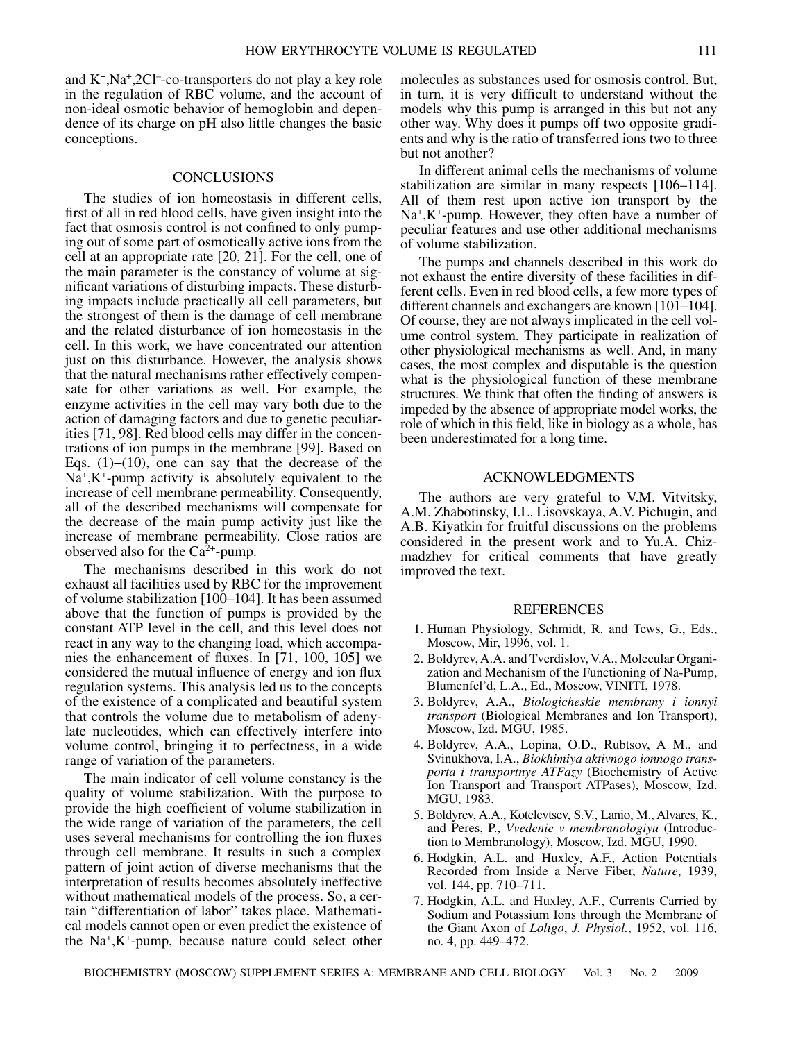and $K^+$,$Na^+$,$2Cl^-$-co-transporters do not play a key role in the regulation of RBC volume, and the account of non-ideal osmotic behavior of hemoglobin and dependence of its charge on pH also little changes the basic conceptions.

## CONCLUSIONS

The studies of ion homeostasis in different cells, first of all in red blood cells, have given insight into the fact that osmosis control is not confined to only pumping out of some part of osmotically active ions from the cell at an appropriate rate [20, 21]. For the cell, one of the main parameter is the constancy of volume at significant variations of disturbing impacts. These disturbing impacts include practically all cell parameters, but the strongest of them is the damage of cell membrane and the related disturbance of ion homeostasis in the cell. In this work, we have concentrated our attention just on this disturbance. However, the analysis shows that the natural mechanisms rather effectively compensate for other variations as well. For example, the enzyme activities in the cell may vary both due to the action of damaging factors and due to genetic peculiarities [71, 98]. Red blood cells may differ in the concentrations of ion pumps in the membrane [99]. Based on Eqs. (1)–(10), one can say that the decrease of the $Na^+$,$K^+$-pump activity is absolutely equivalent to the increase of cell membrane permeability. Consequently, all of the described mechanisms will compensate for the decrease of the main pump activity just like the increase of membrane permeability. Close ratios are observed also for the $Ca^{2+}$-pump.

The mechanisms described in this work do not exhaust all facilities used by RBC for the improvement of volume stabilization [100–104]. It has been assumed above that the function of pumps is provided by the constant ATP level in the cell, and this level does not react in any way to the changing load, which accompanies the enhancement of fluxes. In [71, 100, 105] we considered the mutual influence of energy and ion flux regulation systems. This analysis led us to the concepts of the existence of a complicated and beautiful system that controls the volume due to metabolism of adenylate nucleotides, which can effectively interfere into volume control, bringing it to perfectness, in a wide range of variation of the parameters.

The main indicator of cell volume constancy is the quality of volume stabilization. With the purpose to provide the high coefficient of volume stabilization in the wide range of variation of the parameters, the cell uses several mechanisms for controlling the ion fluxes through cell membrane. It results in such a complex pattern of joint action of diverse mechanisms that the interpretation of results becomes absolutely ineffective without mathematical models of the process. So, a certain "differentiation of labor" takes place. Mathematical models cannot open or even predict the existence of the $Na^+$,$K^+$-pump, because nature could select other molecules as substances used for osmosis control. But, in turn, it is very difficult to understand without the models why this pump is arranged in this but not any other way. Why does it pumps off two opposite gradients and why is the ratio of transferred ions two to three but not another?

In different animal cells the mechanisms of volume stabilization are similar in many respects [106–114]. All of them rest upon active ion transport by the $Na^+$,$K^+$-pump. However, they often have a number of peculiar features and use other additional mechanisms of volume stabilization.

The pumps and channels described in this work do not exhaust the entire diversity of these facilities in different cells. Even in red blood cells, a few more types of different channels and exchangers are known [101–104]. Of course, they are not always implicated in the cell volume control system. They participate in realization of other physiological mechanisms as well. And, in many cases, the most complex and disputable is the question what is the physiological function of these membrane structures. We think that often the finding of answers is impeded by the absence of appropriate model works, the role of which in this field, like in biology as a whole, has been underestimated for a long time.

## ACKNOWLEDGMENTS

The authors are very grateful to V.M. Vitvitsky, A.M. Zhabotinsky, I.L. Lisovskaya, A.V. Pichugin, and A.B. Kiyatkin for fruitful discussions on the problems considered in the present work and to Yu.A. Chizmadzhev for critical comments that have greatly improved the text.

## REFERENCES

1. Human Physiology, Schmidt, R. and Tews, G., Eds., Moscow, Mir, 1996, vol. 1.
2. Boldyrev, A.A. and Tverdislov, V.A., Molecular Organization and Mechanism of the Functioning of Na-Pump, Blumenfel'd, L.A., Ed., Moscow, VINITI, 1978.
3. Boldyrev, A.A., *Biologicheskie membrany i ionnyi transport* (Biological Membranes and Ion Transport), Moscow, Izd. MGU, 1985.
4. Boldyrev, A.A., Lopina, O.D., Rubtsov, A M., and Svinukhova, I.A., *Biokhimiya aktivnogo ionnogo transporta i transportnye ATFazy* (Biochemistry of Active Ion Transport and Transport ATPases), Moscow, Izd. MGU, 1983.
5. Boldyrev, A.A., Kotelevtsev, S.V., Lanio, M., Alvares, K., and Peres, P., *Vvedenie v membranologiyu* (Introduction to Membranology), Moscow, Izd. MGU, 1990.
6. Hodgkin, A.L. and Huxley, A.F., Action Potentials Recorded from Inside a Nerve Fiber, *Nature*, 1939, vol. 144, pp. 710–711.
7. Hodgkin, A.L. and Huxley, A.F., Currents Carried by Sodium and Potassium Ions through the Membrane of the Giant Axon of *Loligo*, *J. Physiol.*, 1952, vol. 116, no. 4, pp. 449–472.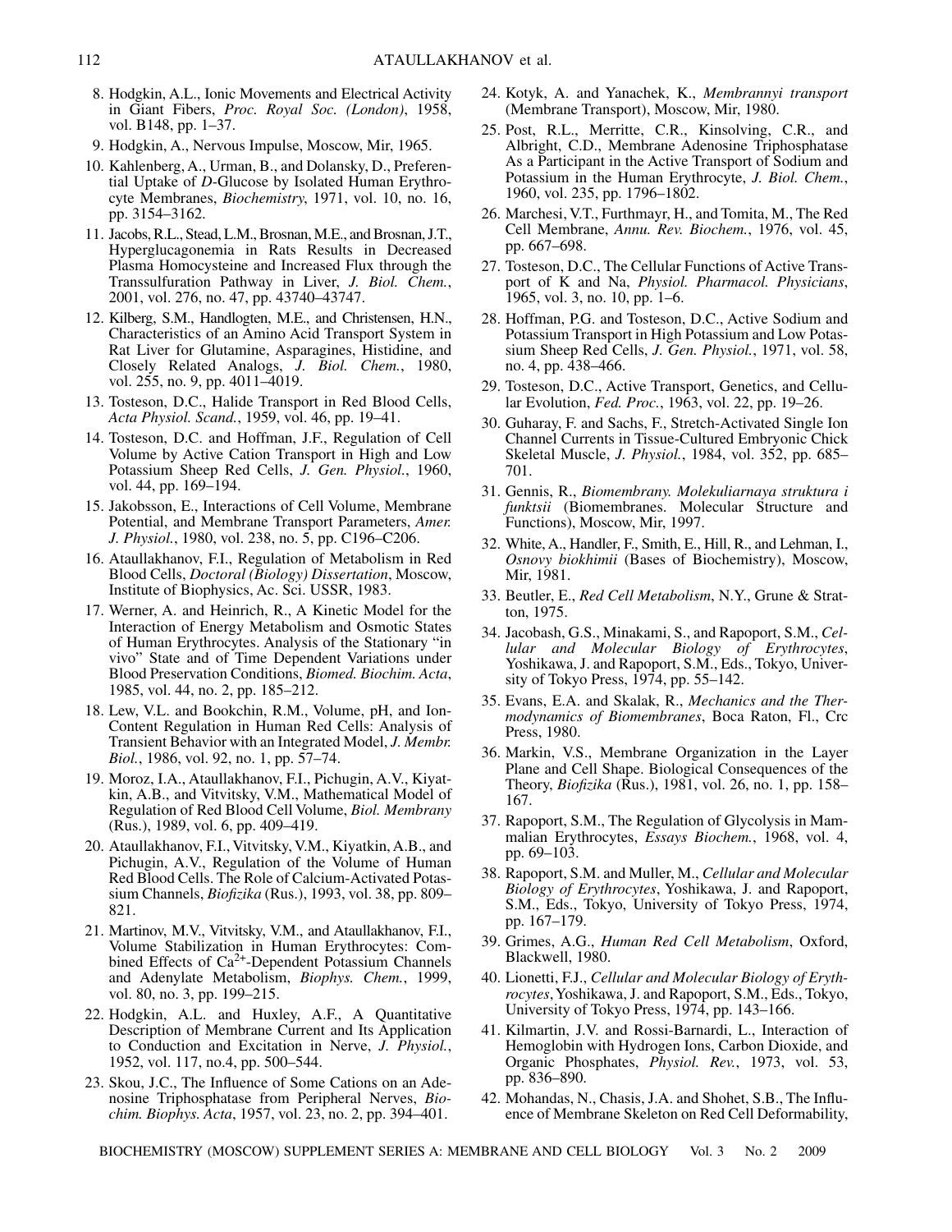8. Hodgkin, A.L., Ionic Movements and Electrical Activity in Giant Fibers, *Proc. Royal Soc. (London)*, 1958, vol. B148, pp. 1–37.
9. Hodgkin, A., Nervous Impulse, Moscow, Mir, 1965.
10. Kahlenberg, A., Urman, B., and Dolansky, D., Preferential Uptake of *D*-Glucose by Isolated Human Erythrocyte Membranes, *Biochemistry*, 1971, vol. 10, no. 16, pp. 3154–3162.
11. Jacobs, R.L., Stead, L.M., Brosnan, M.E., and Brosnan, J.T., Hyperglucagonemia in Rats Results in Decreased Plasma Homocysteine and Increased Flux through the Transsulfuration Pathway in Liver, *J. Biol. Chem.*, 2001, vol. 276, no. 47, pp. 43740–43747.
12. Kilberg, S.M., Handlogten, M.E., and Christensen, H.N., Characteristics of an Amino Acid Transport System in Rat Liver for Glutamine, Asparagines, Histidine, and Closely Related Analogs, *J. Biol. Chem.*, 1980, vol. 255, no. 9, pp. 4011–4019.
13. Tosteson, D.C., Halide Transport in Red Blood Cells, *Acta Physiol. Scand.*, 1959, vol. 46, pp. 19–41.
14. Tosteson, D.C. and Hoffman, J.F., Regulation of Cell Volume by Active Cation Transport in High and Low Potassium Sheep Red Cells, *J. Gen. Physiol.*, 1960, vol. 44, pp. 169–194.
15. Jakobsson, E., Interactions of Cell Volume, Membrane Potential, and Membrane Transport Parameters, *Amer. J. Physiol.*, 1980, vol. 238, no. 5, pp. C196–C206.
16. Ataullakhanov, F.I., Regulation of Metabolism in Red Blood Cells, *Doctoral (Biology) Dissertation*, Moscow, Institute of Biophysics, Ac. Sci. USSR, 1983.
17. Werner, A. and Heinrich, R., A Kinetic Model for the Interaction of Energy Metabolism and Osmotic States of Human Erythrocytes. Analysis of the Stationary "in vivo" State and of Time Dependent Variations under Blood Preservation Conditions, *Biomed. Biochim. Acta*, 1985, vol. 44, no. 2, pp. 185–212.
18. Lew, V.L. and Bookchin, R.M., Volume, pH, and Ion-Content Regulation in Human Red Cells: Analysis of Transient Behavior with an Integrated Model, *J. Membr. Biol.*, 1986, vol. 92, no. 1, pp. 57–74.
19. Moroz, I.A., Ataullakhanov, F.I., Pichugin, A.V., Kiyatkin, A.B., and Vitvitsky, V.M., Mathematical Model of Regulation of Red Blood Cell Volume, *Biol. Membrany* (Rus.), 1989, vol. 6, pp. 409–419.
20. Ataullakhanov, F.I., Vitvitsky, V.M., Kiyatkin, A.B., and Pichugin, A.V., Regulation of the Volume of Human Red Blood Cells. The Role of Calcium-Activated Potassium Channels, *Biofizika* (Rus.), 1993, vol. 38, pp. 809–821.
21. Martinov, M.V., Vitvitsky, V.M., and Ataullakhanov, F.I., Volume Stabilization in Human Erythrocytes: Combined Effects of $Ca^{2+}$-Dependent Potassium Channels and Adenylate Metabolism, *Biophys. Chem.*, 1999, vol. 80, no. 3, pp. 199–215.
22. Hodgkin, A.L. and Huxley, A.F., A Quantitative Description of Membrane Current and Its Application to Conduction and Excitation in Nerve, *J. Physiol.*, 1952, vol. 117, no.4, pp. 500–544.
23. Skou, J.C., The Influence of Some Cations on an Adenosine Triphosphatase from Peripheral Nerves, *Biochim. Biophys. Acta*, 1957, vol. 23, no. 2, pp. 394–401.
24. Kotyk, A. and Yanachek, K., *Membrannyi transport* (Membrane Transport), Moscow, Mir, 1980.
25. Post, R.L., Merritte, C.R., Kinsolving, C.R., and Albright, C.D., Membrane Adenosine Triphosphatase As a Participant in the Active Transport of Sodium and Potassium in the Human Erythrocyte, *J. Biol. Chem.*, 1960, vol. 235, pp. 1796–1802.
26. Marchesi, V.T., Furthmayr, H., and Tomita, M., The Red Cell Membrane, *Annu. Rev. Biochem.*, 1976, vol. 45, pp. 667–698.
27. Tosteson, D.C., The Cellular Functions of Active Transport of K and Na, *Physiol. Pharmacol. Physicians*, 1965, vol. 3, no. 10, pp. 1–6.
28. Hoffman, P.G. and Tosteson, D.C., Active Sodium and Potassium Transport in High Potassium and Low Potassium Sheep Red Cells, *J. Gen. Physiol.*, 1971, vol. 58, no. 4, pp. 438–466.
29. Tosteson, D.C., Active Transport, Genetics, and Cellular Evolution, *Fed. Proc.*, 1963, vol. 22, pp. 19–26.
30. Guharay, F. and Sachs, F., Stretch-Activated Single Ion Channel Currents in Tissue-Cultured Embryonic Chick Skeletal Muscle, *J. Physiol.*, 1984, vol. 352, pp. 685–701.
31. Gennis, R., *Biomembrany. Molekuliarnaya struktura i funktsii* (Biomembranes. Molecular Structure and Functions), Moscow, Mir, 1997.
32. White, A., Handler, F., Smith, E., Hill, R., and Lehman, I., *Osnovy biokhimii* (Bases of Biochemistry), Moscow, Mir, 1981.
33. Beutler, E., *Red Cell Metabolism*, N.Y., Grune & Stratton, 1975.
34. Jacobash, G.S., Minakami, S., and Rapoport, S.M., *Cellular and Molecular Biology of Erythrocytes*, Yoshikawa, J. and Rapoport, S.M., Eds., Tokyo, University of Tokyo Press, 1974, pp. 55–142.
35. Evans, E.A. and Skalak, R., *Mechanics and the Thermodynamics of Biomembranes*, Boca Raton, Fl., Crc Press, 1980.
36. Markin, V.S., Membrane Organization in the Layer Plane and Cell Shape. Biological Consequences of the Theory, *Biofizika* (Rus.), 1981, vol. 26, no. 1, pp. 158–167.
37. Rapoport, S.M., The Regulation of Glycolysis in Mammalian Erythrocytes, *Essays Biochem.*, 1968, vol. 4, pp. 69–103.
38. Rapoport, S.M. and Muller, M., *Cellular and Molecular Biology of Erythrocytes*, Yoshikawa, J. and Rapoport, S.M., Eds., Tokyo, University of Tokyo Press, 1974, pp. 167–179.
39. Grimes, A.G., *Human Red Cell Metabolism*, Oxford, Blackwell, 1980.
40. Lionetti, F.J., *Cellular and Molecular Biology of Erythrocytes*, Yoshikawa, J. and Rapoport, S.M., Eds., Tokyo, University of Tokyo Press, 1974, pp. 143–166.
41. Kilmartin, J.V. and Rossi-Barnardi, L., Interaction of Hemoglobin with Hydrogen Ions, Carbon Dioxide, and Organic Phosphates, *Physiol. Rev.*, 1973, vol. 53, pp. 836–890.
42. Mohandas, N., Chasis, J.A. and Shohet, S.B., The Influence of Membrane Skeleton on Red Cell Deformability,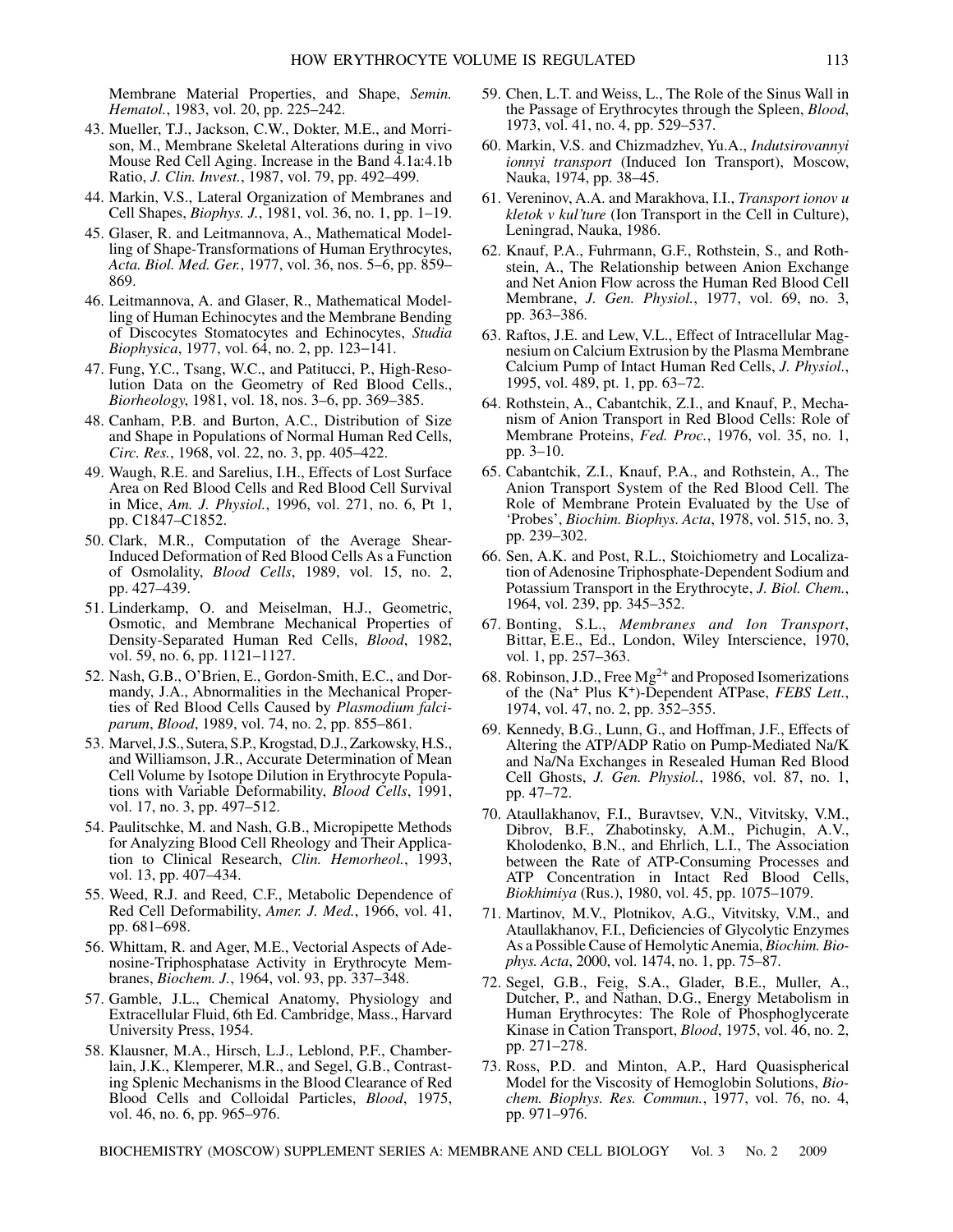Membrane Material Properties, and Shape, *Semin. Hematol.*, 1983, vol. 20, pp. 225–242.

43. Mueller, T.J., Jackson, C.W., Dokter, M.E., and Morrison, M., Membrane Skeletal Alterations during in vivo Mouse Red Cell Aging. Increase in the Band 4.1a:4.1b Ratio, *J. Clin. Invest.*, 1987, vol. 79, pp. 492–499.

44. Markin, V.S., Lateral Organization of Membranes and Cell Shapes, *Biophys. J.*, 1981, vol. 36, no. 1, pp. 1–19.

45. Glaser, R. and Leitmannova, A., Mathematical Modelling of Shape-Transformations of Human Erythrocytes, *Acta. Biol. Med. Ger.*, 1977, vol. 36, nos. 5–6, pp. 859–869.

46. Leitmannova, A. and Glaser, R., Mathematical Modelling of Human Echinocytes and the Membrane Bending of Discocytes Stomatocytes and Echinocytes, *Studia Biophysica*, 1977, vol. 64, no. 2, pp. 123–141.

47. Fung, Y.C., Tsang, W.C., and Patitucci, P., High-Resolution Data on the Geometry of Red Blood Cells., *Biorheology*, 1981, vol. 18, nos. 3–6, pp. 369–385.

48. Canham, P.B. and Burton, A.C., Distribution of Size and Shape in Populations of Normal Human Red Cells, *Circ. Res.*, 1968, vol. 22, no. 3, pp. 405–422.

49. Waugh, R.E. and Sarelius, I.H., Effects of Lost Surface Area on Red Blood Cells and Red Blood Cell Survival in Mice, *Am. J. Physiol.*, 1996, vol. 271, no. 6, Pt 1, pp. C1847–C1852.

50. Clark, M.R., Computation of the Average Shear-Induced Deformation of Red Blood Cells As a Function of Osmolality, *Blood Cells*, 1989, vol. 15, no. 2, pp. 427–439.

51. Linderkamp, O. and Meiselman, H.J., Geometric, Osmotic, and Membrane Mechanical Properties of Density-Separated Human Red Cells, *Blood*, 1982, vol. 59, no. 6, pp. 1121–1127.

52. Nash, G.B., O'Brien, E., Gordon-Smith, E.C., and Dormandy, J.A., Abnormalities in the Mechanical Properties of Red Blood Cells Caused by *Plasmodium falciparum*, *Blood*, 1989, vol. 74, no. 2, pp. 855–861.

53. Marvel, J.S., Sutera, S.P., Krogstad, D.J., Zarkowsky, H.S., and Williamson, J.R., Accurate Determination of Mean Cell Volume by Isotope Dilution in Erythrocyte Populations with Variable Deformability, *Blood Cells*, 1991, vol. 17, no. 3, pp. 497–512.

54. Paulitschke, M. and Nash, G.B., Micropipette Methods for Analyzing Blood Cell Rheology and Their Application to Clinical Research, *Clin. Hemorheol.*, 1993, vol. 13, pp. 407–434.

55. Weed, R.J. and Reed, C.F., Metabolic Dependence of Red Cell Deformability, *Amer. J. Med.*, 1966, vol. 41, pp. 681–698.

56. Whittam, R. and Ager, M.E., Vectorial Aspects of Adenosine-Triphosphatase Activity in Erythrocyte Membranes, *Biochem. J.*, 1964, vol. 93, pp. 337–348.

57. Gamble, J.L., Chemical Anatomy, Physiology and Extracellular Fluid, 6th Ed. Cambridge, Mass., Harvard University Press, 1954.

58. Klausner, M.A., Hirsch, L.J., Leblond, P.F., Chamberlain, J.K., Klemperer, M.R., and Segel, G.B., Contrasting Splenic Mechanisms in the Blood Clearance of Red Blood Cells and Colloidal Particles, *Blood*, 1975, vol. 46, no. 6, pp. 965–976.

59. Chen, L.T. and Weiss, L., The Role of the Sinus Wall in the Passage of Erythrocytes through the Spleen, *Blood*, 1973, vol. 41, no. 4, pp. 529–537.

60. Markin, V.S. and Chizmadzhev, Yu.A., *Indutsirovannyi ionnyi transport* (Induced Ion Transport), Moscow, Nauka, 1974, pp. 38–45.

61. Vereninov, A.A. and Marakhova, I.I., *Transport ionov u kletok v kul'ture* (Ion Transport in the Cell in Culture), Leningrad, Nauka, 1986.

62. Knauf, P.A., Fuhrmann, G.F., Rothstein, S., and Rothstein, A., The Relationship between Anion Exchange and Net Anion Flow across the Human Red Blood Cell Membrane, *J. Gen. Physiol.*, 1977, vol. 69, no. 3, pp. 363–386.

63. Raftos, J.E. and Lew, V.L., Effect of Intracellular Magnesium on Calcium Extrusion by the Plasma Membrane Calcium Pump of Intact Human Red Cells, *J. Physiol.*, 1995, vol. 489, pt. 1, pp. 63–72.

64. Rothstein, A., Cabantchik, Z.I., and Knauf, P., Mechanism of Anion Transport in Red Blood Cells: Role of Membrane Proteins, *Fed. Proc.*, 1976, vol. 35, no. 1, pp. 3–10.

65. Cabantchik, Z.I., Knauf, P.A., and Rothstein, A., The Anion Transport System of the Red Blood Cell. The Role of Membrane Protein Evaluated by the Use of 'Probes', *Biochim. Biophys. Acta*, 1978, vol. 515, no. 3, pp. 239–302.

66. Sen, A.K. and Post, R.L., Stoichiometry and Localization of Adenosine Triphosphate-Dependent Sodium and Potassium Transport in the Erythrocyte, *J. Biol. Chem.*, 1964, vol. 239, pp. 345–352.

67. Bonting, S.L., *Membranes and Ion Transport*, Bittar, E.E., Ed., London, Wiley Interscience, 1970, vol. 1, pp. 257–363.

68. Robinson, J.D., Free $Mg^{2+}$ and Proposed Isomerizations of the ($Na^+$ Plus $K^+$)-Dependent ATPase, *FEBS Lett.*, 1974, vol. 47, no. 2, pp. 352–355.

69. Kennedy, B.G., Lunn, G., and Hoffman, J.F., Effects of Altering the ATP/ADP Ratio on Pump-Mediated Na/K and Na/Na Exchanges in Resealed Human Red Blood Cell Ghosts, *J. Gen. Physiol.*, 1986, vol. 87, no. 1, pp. 47–72.

70. Ataullakhanov, F.I., Buravtsev, V.N., Vitvitsky, V.M., Dibrov, B.F., Zhabotinsky, A.M., Pichugin, A.V., Kholodenko, B.N., and Ehrlich, L.I., The Association between the Rate of ATP-Consuming Processes and ATP Concentration in Intact Red Blood Cells, *Biokhimiya* (Rus.), 1980, vol. 45, pp. 1075–1079.

71. Martinov, M.V., Plotnikov, A.G., Vitvitsky, V.M., and Ataullakhanov, F.I., Deficiencies of Glycolytic Enzymes As a Possible Cause of Hemolytic Anemia, *Biochim. Biophys. Acta*, 2000, vol. 1474, no. 1, pp. 75–87.

72. Segel, G.B., Feig, S.A., Glader, B.E., Muller, A., Dutcher, P., and Nathan, D.G., Energy Metabolism in Human Erythrocytes: The Role of Phosphoglycerate Kinase in Cation Transport, *Blood*, 1975, vol. 46, no. 2, pp. 271–278.

73. Ross, P.D. and Minton, A.P., Hard Quasispherical Model for the Viscosity of Hemoglobin Solutions, *Biochem. Biophys. Res. Commun.*, 1977, vol. 76, no. 4, pp. 971–976.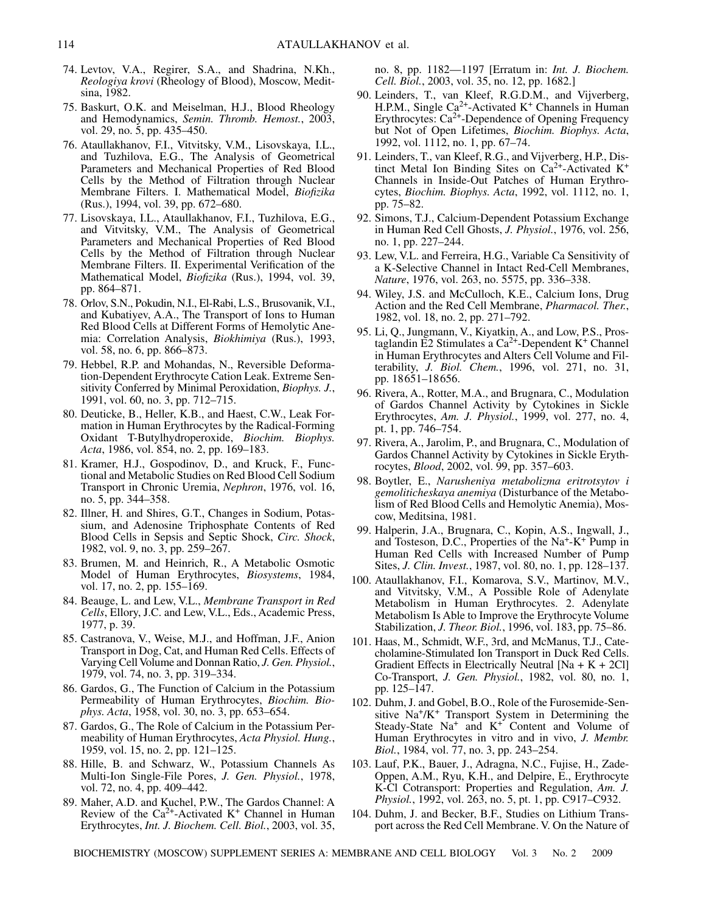74. Levtov, V.A., Regirer, S.A., and Shadrina, N.Kh., *Reologiya krovi* (Rheology of Blood), Moscow, Meditsina, 1982.
75. Baskurt, O.K. and Meiselman, H.J., Blood Rheology and Hemodynamics, *Semin. Thromb. Hemost.*, 2003, vol. 29, no. 5, pp. 435–450.
76. Ataullakhanov, F.I., Vitvitsky, V.M., Lisovskaya, I.L., and Tuzhilova, E.G., The Analysis of Geometrical Parameters and Mechanical Properties of Red Blood Cells by the Method of Filtration through Nuclear Membrane Filters. I. Mathematical Model, *Biofizika* (Rus.), 1994, vol. 39, pp. 672–680.
77. Lisovskaya, I.L., Ataullakhanov, F.I., Tuzhilova, E.G., and Vitvitsky, V.M., The Analysis of Geometrical Parameters and Mechanical Properties of Red Blood Cells by the Method of Filtration through Nuclear Membrane Filters. II. Experimental Verification of the Mathematical Model, *Biofizika* (Rus.), 1994, vol. 39, pp. 864–871.
78. Orlov, S.N., Pokudin, N.I., El-Rabi, L.S., Brusovanik, V.I., and Kubatiyev, A.A., The Transport of Ions to Human Red Blood Cells at Different Forms of Hemolytic Anemia: Correlation Analysis, *Biokhimiya* (Rus.), 1993, vol. 58, no. 6, pp. 866–873.
79. Hebbel, R.P. and Mohandas, N., Reversible Deformation-Dependent Erythrocyte Cation Leak. Extreme Sensitivity Conferred by Minimal Peroxidation, *Biophys. J.*, 1991, vol. 60, no. 3, pp. 712–715.
80. Deuticke, B., Heller, K.B., and Haest, C.W., Leak Formation in Human Erythrocytes by the Radical-Forming Oxidant T-Butylhydroperoxide, *Biochim. Biophys. Acta*, 1986, vol. 854, no. 2, pp. 169–183.
81. Kramer, H.J., Gospodinov, D., and Kruck, F., Functional and Metabolic Studies on Red Blood Cell Sodium Transport in Chronic Uremia, *Nephron*, 1976, vol. 16, no. 5, pp. 344–358.
82. Illner, H. and Shires, G.T., Changes in Sodium, Potassium, and Adenosine Triphosphate Contents of Red Blood Cells in Sepsis and Septic Shock, *Circ. Shock*, 1982, vol. 9, no. 3, pp. 259–267.
83. Brumen, M. and Heinrich, R., A Metabolic Osmotic Model of Human Erythrocytes, *Biosystems*, 1984, vol. 17, no. 2, pp. 155–169.
84. Beauge, L. and Lew, V.L., *Membrane Transport in Red Cells*, Ellory, J.C. and Lew, V.L., Eds., Academic Press, 1977, p. 39.
85. Castranova, V., Weise, M.J., and Hoffman, J.F., Anion Transport in Dog, Cat, and Human Red Cells. Effects of Varying Cell Volume and Donnan Ratio, *J. Gen. Physiol.*, 1979, vol. 74, no. 3, pp. 319–334.
86. Gardos, G., The Function of Calcium in the Potassium Permeability of Human Erythrocytes, *Biochim. Biophys. Acta*, 1958, vol. 30, no. 3, pp. 653–654.
87. Gardos, G., The Role of Calcium in the Potassium Permeability of Human Erythrocytes, *Acta Physiol. Hung.*, 1959, vol. 15, no. 2, pp. 121–125.
88. Hille, B. and Schwarz, W., Potassium Channels As Multi-Ion Single-File Pores, *J. Gen. Physiol.*, 1978, vol. 72, no. 4, pp. 409–442.
89. Maher, A.D. and Kuchel, P.W., The Gardos Channel: A Review of the $Ca^{2+}$-Activated $K^+$ Channel in Human Erythrocytes, *Int. J. Biochem. Cell. Biol.*, 2003, vol. 35, no. 8, pp. 1182—1197 [Erratum in: *Int. J. Biochem. Cell. Biol.*, 2003, vol. 35, no. 12, pp. 1682.]
90. Leinders, T., van Kleef, R.G.D.M., and Vijverberg, H.P.M., Single $Ca^{2+}$-Activated $K^+$ Channels in Human Erythrocytes: $Ca^{2+}$-Dependence of Opening Frequency but Not of Open Lifetimes, *Biochim. Biophys. Acta*, 1992, vol. 1112, no. 1, pp. 67–74.
91. Leinders, T., van Kleef, R.G., and Vijverberg, H.P., Distinct Metal Ion Binding Sites on $Ca^{2+}$-Activated $K^+$ Channels in Inside-Out Patches of Human Erythrocytes, *Biochim. Biophys. Acta*, 1992, vol. 1112, no. 1, pp. 75–82.
92. Simons, T.J., Calcium-Dependent Potassium Exchange in Human Red Cell Ghosts, *J. Physiol.*, 1976, vol. 256, no. 1, pp. 227–244.
93. Lew, V.L. and Ferreira, H.G., Variable Ca Sensitivity of a K-Selective Channel in Intact Red-Cell Membranes, *Nature*, 1976, vol. 263, no. 5575, pp. 336–338.
94. Wiley, J.S. and McCulloch, K.E., Calcium Ions, Drug Action and the Red Cell Membrane, *Pharmacol. Ther.*, 1982, vol. 18, no. 2, pp. 271–792.
95. Li, Q., Jungmann, V., Kiyatkin, A., and Low, P.S., Prostaglandin E2 Stimulates a $Ca^{2+}$-Dependent $K^+$ Channel in Human Erythrocytes and Alters Cell Volume and Filterability, *J. Biol. Chem.*, 1996, vol. 271, no. 31, pp. 18651–18656.
96. Rivera, A., Rotter, M.A., and Brugnara, C., Modulation of Gardos Channel Activity by Cytokines in Sickle Erythrocytes, *Am. J. Physiol.*, 1999, vol. 277, no. 4, pt. 1, pp. 746–754.
97. Rivera, A., Jarolim, P., and Brugnara, C., Modulation of Gardos Channel Activity by Cytokines in Sickle Erythrocytes, *Blood*, 2002, vol. 99, pp. 357–603.
98. Boytler, E., *Narusheniya metabolizma eritrotsytov i gemoliticheskaya anemiya* (Disturbance of the Metabolism of Red Blood Cells and Hemolytic Anemia), Moscow, Meditsina, 1981.
99. Halperin, J.A., Brugnara, C., Kopin, A.S., Ingwall, J., and Tosteson, D.C., Properties of the $Na^+$-$K^+$ Pump in Human Red Cells with Increased Number of Pump Sites, *J. Clin. Invest.*, 1987, vol. 80, no. 1, pp. 128–137.
100. Ataullakhanov, F.I., Komarova, S.V., Martinov, M.V., and Vitvitsky, V.M., A Possible Role of Adenylate Metabolism in Human Erythrocytes. 2. Adenylate Metabolism Is Able to Improve the Erythrocyte Volume Stabilization, *J. Theor. Biol.*, 1996, vol. 183, pp. 75–86.
101. Haas, M., Schmidt, W.F., 3rd, and McManus, T.J., Catecholamine-Stimulated Ion Transport in Duck Red Cells. Gradient Effects in Electrically Neutral [Na + K + 2Cl] Co-Transport, *J. Gen. Physiol.*, 1982, vol. 80, no. 1, pp. 125–147.
102. Duhm, J. and Gobel, B.O., Role of the Furosemide-Sensitive $Na^+/K^+$ Transport System in Determining the Steady-State $Na^+$ and $K^+$ Content and Volume of Human Erythrocytes in vitro and in vivo, *J. Membr. Biol.*, 1984, vol. 77, no. 3, pp. 243–254.
103. Lauf, P.K., Bauer, J., Adragna, N.C., Fujise, H., Zade-Oppen, A.M., Ryu, K.H., and Delpire, E., Erythrocyte K-Cl Cotransport: Properties and Regulation, *Am. J. Physiol.*, 1992, vol. 263, no. 5, pt. 1, pp. C917–C932.
104. Duhm, J. and Becker, B.F., Studies on Lithium Transport across the Red Cell Membrane. V. On the Nature of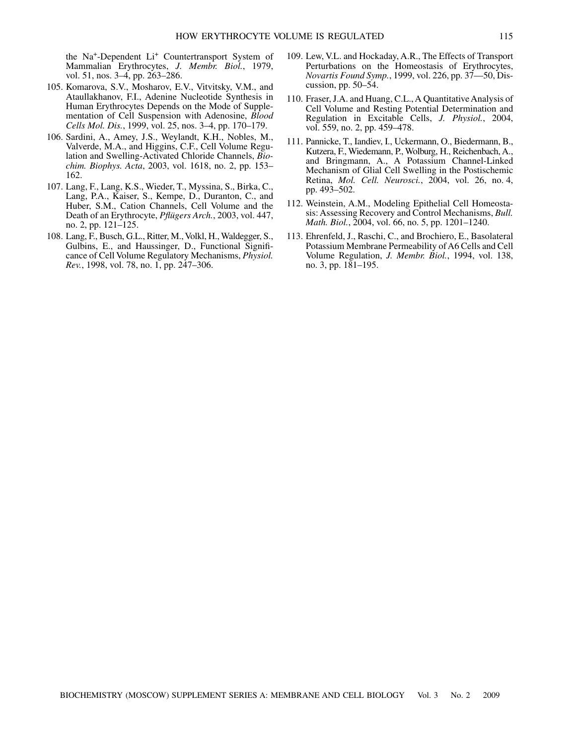the $Na^+$-Dependent $Li^+$ Countertransport System of Mammalian Erythrocytes, *J. Membr. Biol.*, 1979, vol. 51, nos. 3–4, pp. 263–286.

105. Komarova, S.V., Mosharov, E.V., Vitvitsky, V.M., and Ataullakhanov, F.I., Adenine Nucleotide Synthesis in Human Erythrocytes Depends on the Mode of Supplementation of Cell Suspension with Adenosine, *Blood Cells Mol. Dis.*, 1999, vol. 25, nos. 3–4, pp. 170–179.

106. Sardini, A., Amey, J.S., Weylandt, K.H., Nobles, M., Valverde, M.A., and Higgins, C.F., Cell Volume Regulation and Swelling-Activated Chloride Channels, *Biochim. Biophys. Acta*, 2003, vol. 1618, no. 2, pp. 153–162.

107. Lang, F., Lang, K.S., Wieder, T., Myssina, S., Birka, C., Lang, P.A., Kaiser, S., Kempe, D., Duranton, C., and Huber, S.M., Cation Channels, Cell Volume and the Death of an Erythrocyte, *Pflügers Arch.*, 2003, vol. 447, no. 2, pp. 121–125.

108. Lang, F., Busch, G.L., Ritter, M., Volkl, H., Waldegger, S., Gulbins, E., and Haussinger, D., Functional Significance of Cell Volume Regulatory Mechanisms, *Physiol. Rev.*, 1998, vol. 78, no. 1, pp. 247–306.

109. Lew, V.L. and Hockaday, A.R., The Effects of Transport Perturbations on the Homeostasis of Erythrocytes, *Novartis Found Symp.*, 1999, vol. 226, pp. 37—50, Discussion, pp. 50–54.

110. Fraser, J.A. and Huang, C.L., A Quantitative Analysis of Cell Volume and Resting Potential Determination and Regulation in Excitable Cells, *J. Physiol.*, 2004, vol. 559, no. 2, pp. 459–478.

111. Pannicke, T., Iandiev, I., Uckermann, O., Biedermann, B., Kutzera, F., Wiedemann, P., Wolburg, H., Reichenbach, A., and Bringmann, A., A Potassium Channel-Linked Mechanism of Glial Cell Swelling in the Postischemic Retina, *Mol. Cell. Neurosci.*, 2004, vol. 26, no. 4, pp. 493–502.

112. Weinstein, A.M., Modeling Epithelial Cell Homeostasis: Assessing Recovery and Control Mechanisms, *Bull. Math. Biol.*, 2004, vol. 66, no. 5, pp. 1201–1240.

113. Ehrenfeld, J., Raschi, C., and Brochiero, E., Basolateral Potassium Membrane Permeability of A6 Cells and Cell Volume Regulation, *J. Membr. Biol.*, 1994, vol. 138, no. 3, pp. 181–195.